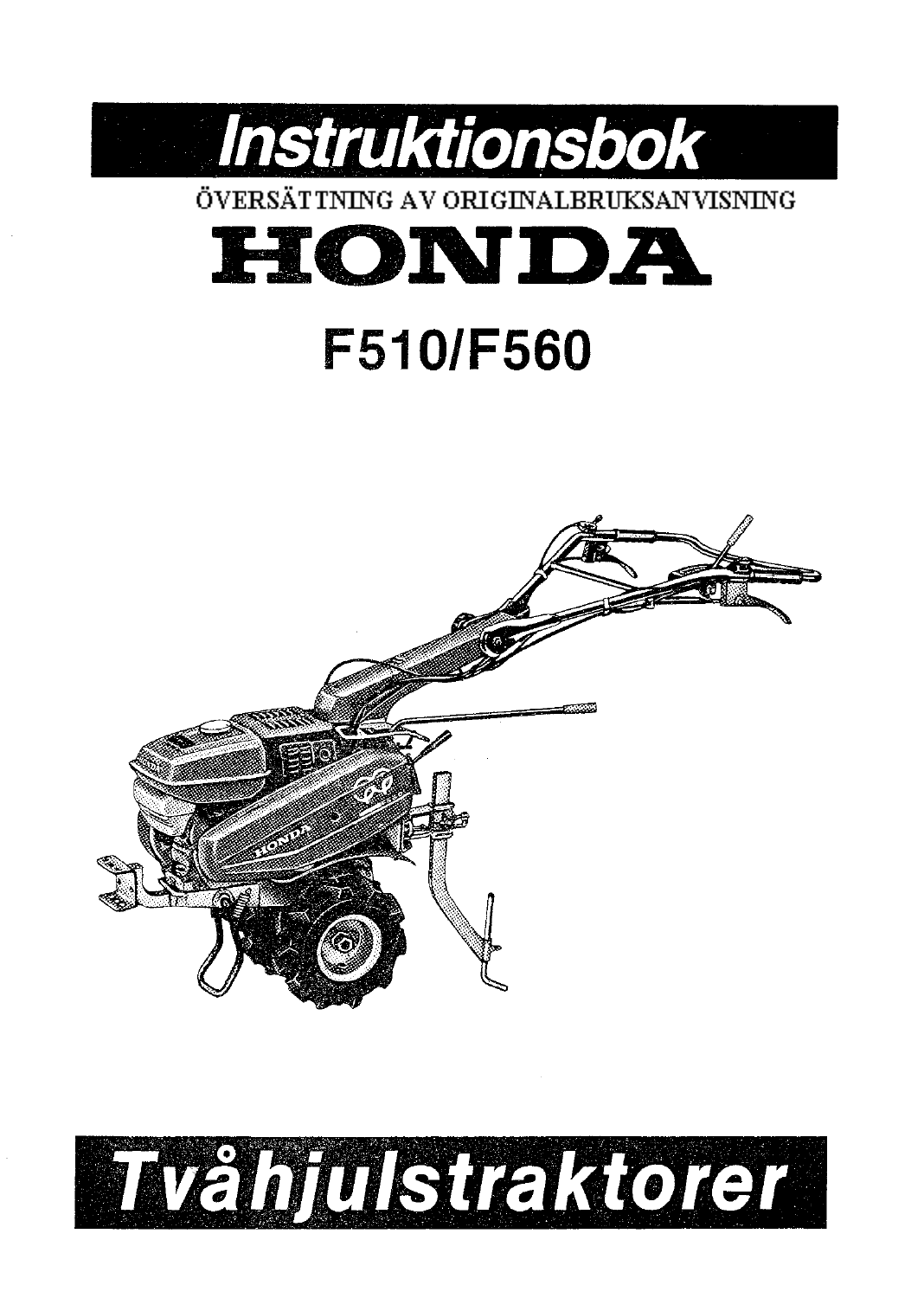# Instruktionsbok

ÖVERSÄTTNING AV ORIGINALBRUKSANVISNING

# HONDA

## F510/F560

# Tvåhjulstraktorer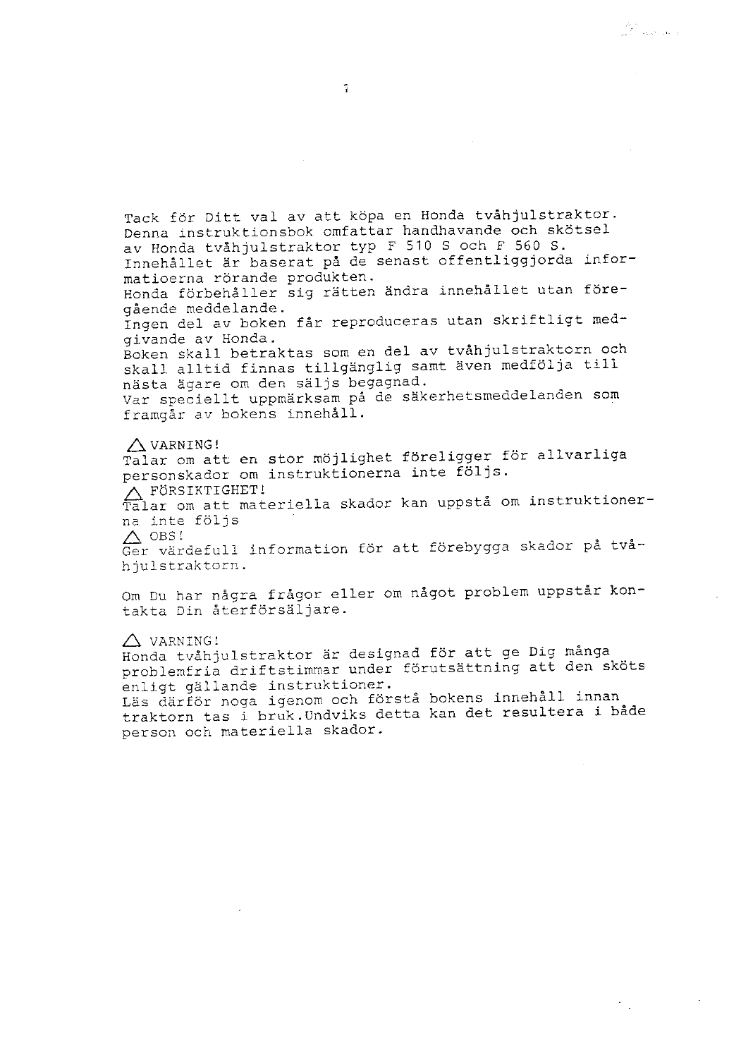Tack för Ditt val av att köpa en Honda tvåhjulstraktor.
Denna instruktionsbok omfattar handhavande och skötsel av Honda tvåhjulstraktor typ F 510 S och F 560 S.
Innehållet är baserat på de senast offentliggjorda informatioerna rörande produkten.
Honda förbehåller sig rätten ändra innehållet utan föregående meddelande.
Ingen del av boken får reproduceras utan skriftligt medgivande av Honda.
Boken skall betraktas som en del av tvåhjulstraktorn och skall alltid finnas tillgänglig samt även medfölja till nästa ägare om den säljs begagnad.
Var speciellt uppmärksam på de säkerhetsmeddelanden som framgår av bokens innehåll.

⚠ VARNING!
Talar om att en stor möjlighet föreligger för allvarliga personskador om instruktionerna inte följs.

⚠ FÖRSIKTIGHET!
Talar om att materiella skador kan uppstå om instruktionerna inte följs

⚠ OBS!
Ger värdefull information för att förebygga skador på tvåhjulstraktorn.

Om Du har några frågor eller om något problem uppstår kontakta Din återförsäljare.

⚠ VARNING!
Honda tvåhjulstraktor är designad för att ge Dig många problemfria driftstimmar under förutsättning att den sköts enligt gällande instruktioner.
Läs därför noga igenom och förstå bokens innehåll innan traktorn tas i bruk.Undviks detta kan det resultera i både person och materiella skador.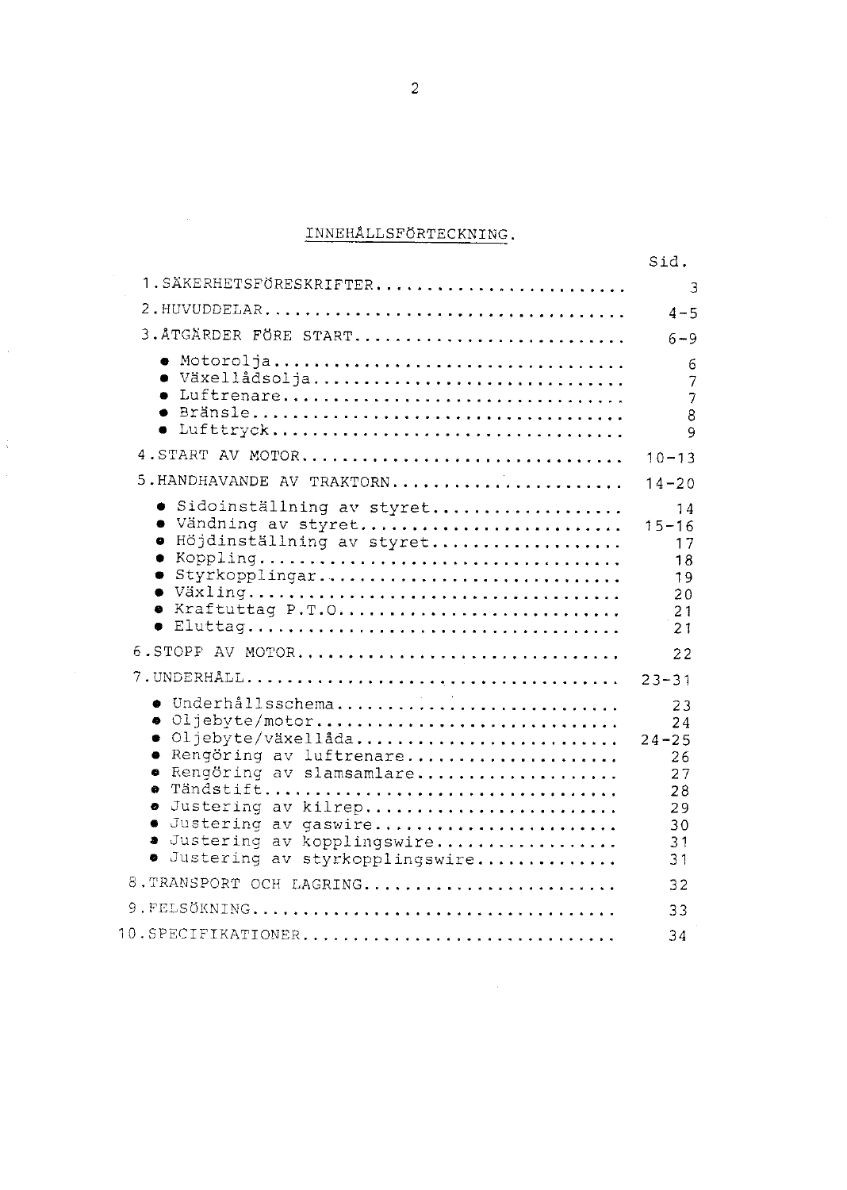# INNEHÅLLSFÖRTECKNING.

| | Sid. |
|---|---|
| 1.SÄKERHETSFÖRESKRIFTER | 3 |
| 2.HUVUDDELAR | 4-5 |
| 3.ÅTGÄRDER FÖRE START | 6-9 |
| • Motorolja | 6 |
| • Växellådsolja | 7 |
| • Luftrenare | 7 |
| • Bränsle | 8 |
| • Lufttryck | 9 |
| 4.START AV MOTOR | 10-13 |
| 5.HANDHAVANDE AV TRAKTORN | 14-20 |
| • Sidoinställning av styret | 14 |
| • Vändning av styret | 15-16 |
| • Höjdinställning av styret | 17 |
| • Koppling | 18 |
| • Styrkopplingar | 19 |
| • Växling | 20 |
| • Kraftuttag P.T.O. | 21 |
| • Eluttag | 21 |
| 6.STOPP AV MOTOR | 22 |
| 7.UNDERHÅLL | 23-31 |
| • Underhållsschema | 23 |
| • Oljebyte/motor | 24 |
| • Oljebyte/växellåda | 24-25 |
| • Rengöring av luftrenare | 26 |
| • Rengöring av slamsamlare | 27 |
| • Tändstift | 28 |
| • Justering av kilrep | 29 |
| • Justering av gaswire | 30 |
| • Justering av kopplingswire | 31 |
| • Justering av styrkopplingswire | 31 |
| 8.TRANSPORT OCH LAGRING | 32 |
| 9.FELSÖKNING | 33 |
| 10.SPECIFIKATIONER | 34 |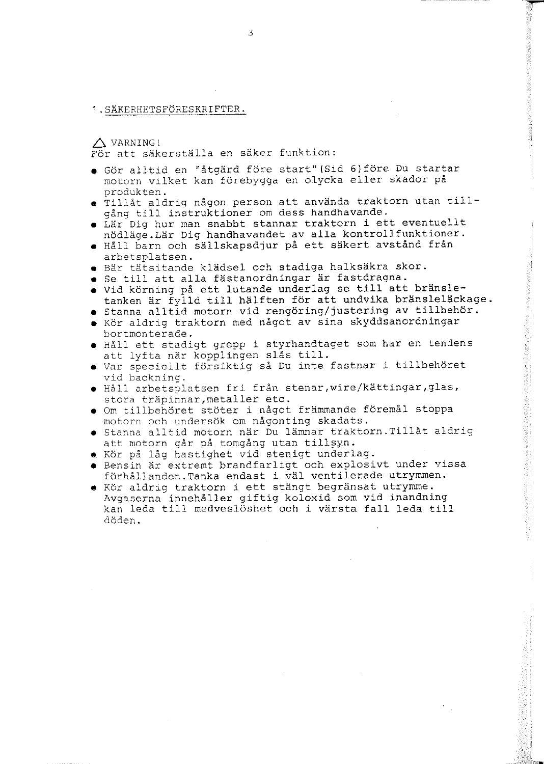## 1. SÄKERHETSFÖRESKRIFTER.

△ VARNING!
För att säkerställa en säker funktion:

- Gör alltid en "åtgärd före start"(Sid 6)före Du startar motorn vilket kan förebygga en olycka eller skador på produkten.
- Tillåt aldrig någon person att använda traktorn utan tillgång till instruktioner om dess handhavande.
- Lär Dig hur man snabbt stannar traktorn i ett eventuellt nödläge.Lär Dig handhavandet av alla kontrollfunktioner.
- Håll barn och sällskapsdjur på ett säkert avstånd från arbetsplatsen.
- Bär tätsitande klädsel och stadiga halksäkra skor.
- Se till att alla fästanordningar är fastdragna.
- Vid körning på ett lutande underlag se till att bränsletanken är fylld till hälften för att undvika bränsleläckage.
- Stanna alltid motorn vid rengöring/justering av tillbehör.
- Kör aldrig traktorn med något av sina skyddsanordningar bortmonterade.
- Håll ett stadigt grepp i styrhandtaget som har en tendens att lyfta när kopplingen slås till.
- Var speciellt försiktig så Du inte fastnar i tillbehöret vid backning.
- Håll arbetsplatsen fri från stenar,wire/kättingar,glas, stora träpinnar,metaller etc.
- Om tillbehöret stöter i något främmande föremål stoppa motorn och undersök om någonting skadats.
- Stanna alltid motorn när Du lämnar traktorn.Tillåt aldrig att motorn går på tomgång utan tillsyn.
- Kör på låg hastighet vid stenigt underlag.
- Bensin är extremt brandfarligt och explosivt under vissa förhållanden.Tanka endast i väl ventilerade utrymmen.
- Kör aldrig traktorn i ett stängt begränsat utrymme. Avgaserna innehåller giftig koloxid som vid inandning kan leda till medveslöshet och i värsta fall leda till döden.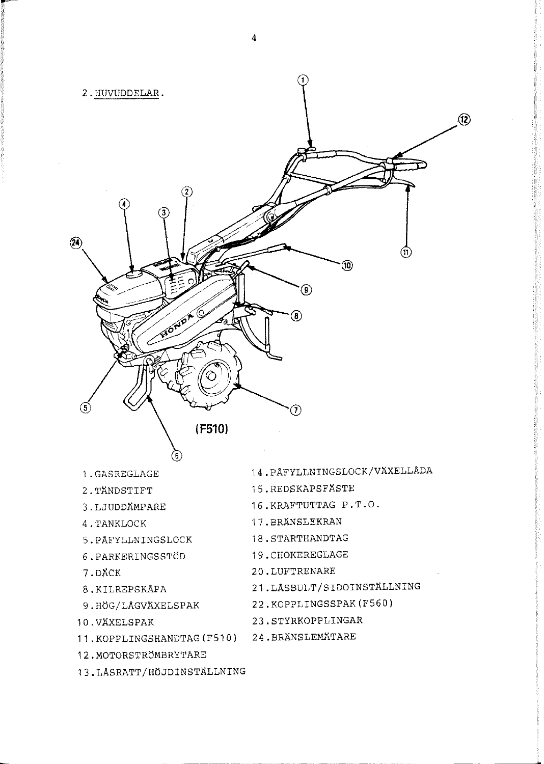## 2. HUVUDDELAR.

(F510)

1. GASREGLAGE
2. TÄNDSTIFT
3. LJUDDÄMPARE
4. TANKLOCK
5. PÅFYLLNINGSLOCK
6. PARKERINGSSTÖD
7. DÄCK
8. KILREPSKÅPA
9. HÖG/LÅGVÄXELSPAK
10. VÄXELSPAK
11. KOPPLINGSHANDTAG (F510)
12. MOTORSTRÖMBRYTARE
13. LÅSRATT/HÖJDINSTÄLLNING
14. PÅFYLLNINGSLOCK/VÄXELLÅDA
15. REDSKAPSFÄSTE
16. KRAFTUTTAG P.T.O.
17. BRÄNSLEKRAN
18. STARTHANDTAG
19. CHOKEREGLAGE
20. LUFTRENARE
21. LÅSBULT/SIDOINSTÄLLNING
22. KOPPLINGSSPAK (F560)
23. STYRKOPPLINGAR
24. BRÄNSLEMÄTARE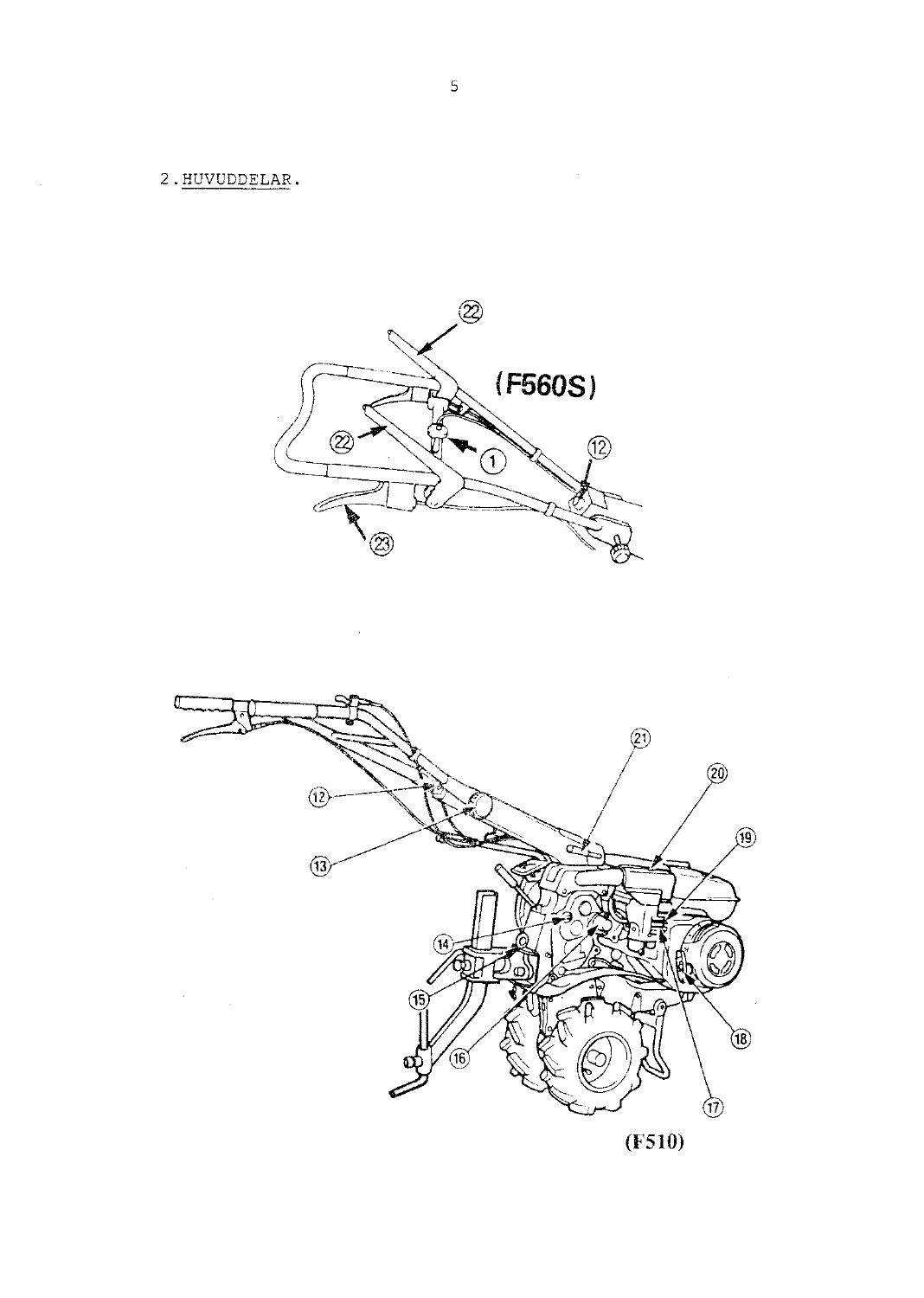## 2. HUVUDDELAR.

(F560S)

(F510)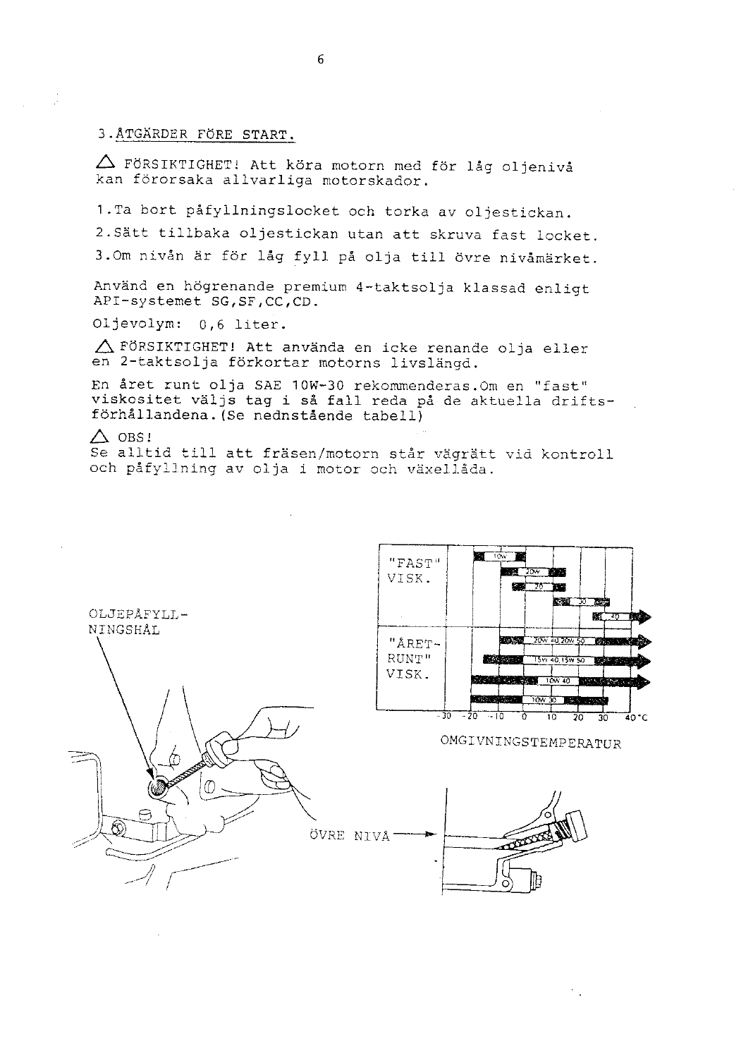## 3. ÅTGÄRDER FÖRE START.

△ FÖRSIKTIGHET! Att köra motorn med för låg oljenivå kan förorsaka allvarliga motorskador.

1. Ta bort påfyllningslocket och torka av oljestickan.
2. Sätt tillbaka oljestickan utan att skruva fast locket.
3. Om nivån är för låg fyll på olja till övre nivåmärket.

Använd en högrenande premium 4-taktsolja klassad enligt API-systemet SG,SF,CC,CD.

Oljevolym: 0,6 liter.

△ FÖRSIKTIGHET! Att använda en icke renande olja eller en 2-taktsolja förkortar motorns livslängd.

En året runt olja SAE 10W-30 rekommenderas. Om en "fast" viskositet väljs tag i så fall reda på de aktuella driftsförhållandena. (Se nednstående tabell)

△ OBS!
Se alltid till att fräsen/motorn står vägrätt vid kontroll och påfyllning av olja i motor och växellåda.

OLJEPÅFYLLNINGSHÅL

"FAST" VISK.: 10W, 20W, 20, 30, 40

"ÅRET-RUNT" VISK.: 20W 40 20W 50, 15W 40 15W 50, 10W 40, 10W 30

-30 -20 -10 0 10 20 30 40°C

OMGIVNINGSTEMPERATUR

ÖVRE NIVÅ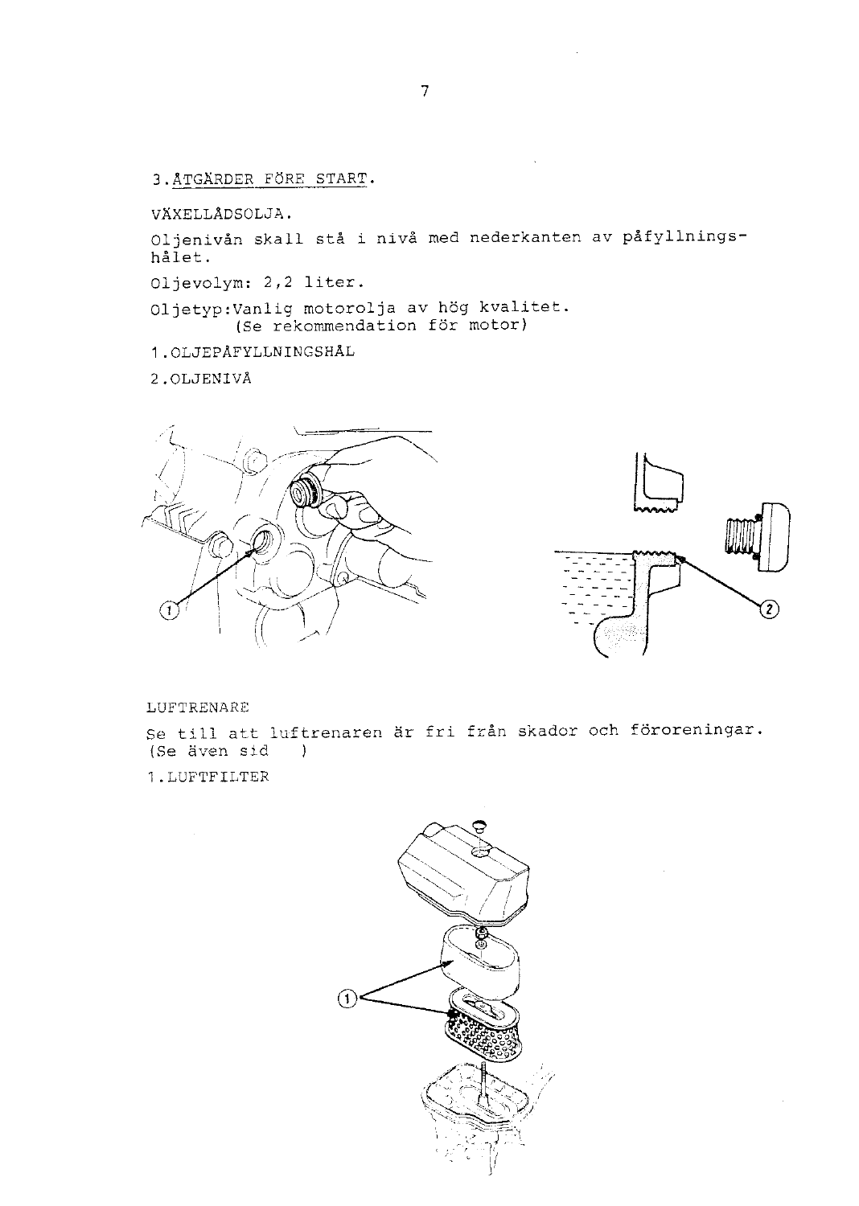## 3. ÅTGÄRDER FÖRE START.

VÄXELLÅDSOLJA.

Oljenivån skall stå i nivå med nederkanten av påfyllningshålet.

Oljevolym: 2,2 liter.

Oljetyp: Vanlig motorolja av hög kvalitet.
(Se rekommendation för motor)

1. OLJEPÅFYLLNINGSHÅL
2. OLJENIVÅ

LUFTRENARE

Se till att luftrenaren är fri från skador och föroreningar.
(Se även sid    )

1. LUFTFILTER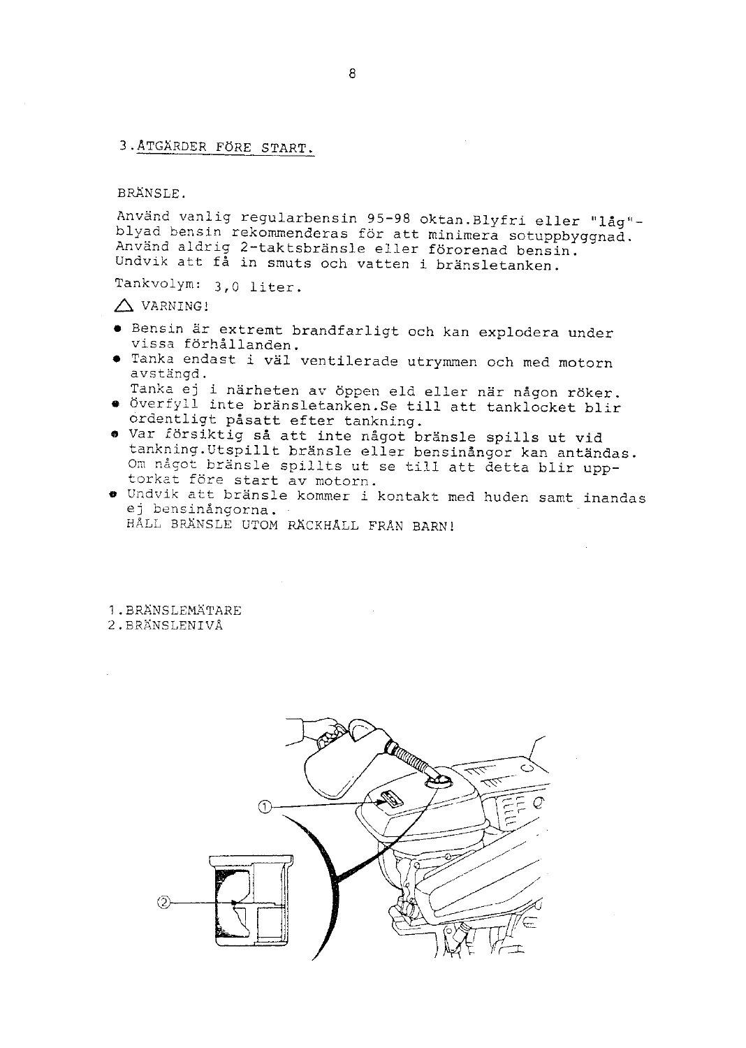## 3. ÅTGÄRDER FÖRE START.

### BRÄNSLE.

Använd vanlig regularbensin 95-98 oktan. Blyfri eller "låg"-blyad bensin rekommenderas för att minimera sotuppbyggnad. Använd aldrig 2-taktsbränsle eller förorenad bensin. Undvik att få in smuts och vatten i bränsletanken.

Tankvolym: 3,0 liter.

△ VARNING!

- Bensin är extremt brandfarligt och kan explodera under vissa förhållanden.
- Tanka endast i väl ventilerade utrymmen och med motorn avstängd.
  Tanka ej i närheten av öppen eld eller när någon röker.
- Överfyll inte bränsletanken. Se till att tanklocket blir ordentligt påsatt efter tankning.
- Var försiktig så att inte något bränsle spills ut vid tankning. Utspillt bränsle eller bensinångor kan antändas. Om något bränsle spillts ut se till att detta blir upptorkat före start av motorn.
- Undvik att bränsle kommer i kontakt med huden samt inandas ej bensinångorna.
  HÅLL BRÄNSLE UTOM RÄCKHÅLL FRÅN BARN!

1. BRÄNSLEMÄTARE
2. BRÄNSLENIVÅ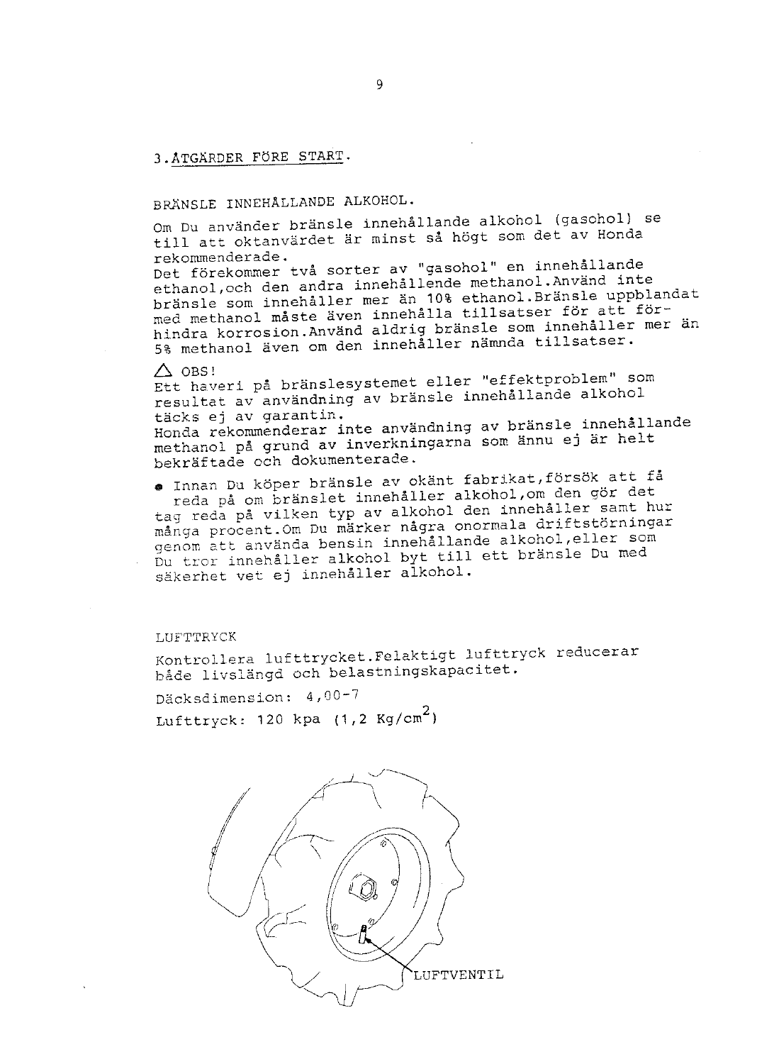## 3.ÅTGÄRDER FÖRE START.

### BRÄNSLE INNEHÅLLANDE ALKOHOL.

Om Du använder bränsle innehållande alkohol (gasohol) se till att oktanvärdet är minst så högt som det av Honda rekommenderade.
Det förekommer två sorter av "gasohol" en innehållande ethanol,och den andra innehållende methanol.Använd inte bränsle som innehåller mer än 10% ethanol.Bränsle uppblandat med methanol måste även innehålla tillsatser för att förhindra korrosion.Använd aldrig bränsle som innehåller mer än 5% methanol även om den innehåller nämnda tillsatser.

△ OBS!
Ett haveri på bränslesystemet eller "effektproblem" som resultat av användning av bränsle innehållande alkohol täcks ej av garantin.
Honda rekommenderar inte användning av bränsle innehållande methanol på grund av inverkningarna som ännu ej är helt bekräftade och dokumenterade.

- Innan Du köper bränsle av okänt fabrikat,försök att få reda på om bränslet innehåller alkohol,om den gör det tag reda på vilken typ av alkohol den innehåller samt hur många procent.Om Du märker några onormala driftstörningar genom att använda bensin innehållande alkohol,eller som Du tror innehåller alkohol byt till ett bränsle Du med säkerhet vet ej innehåller alkohol.

### LUFTTRYCK

Kontrollera lufttrycket.Felaktigt lufttryck reducerar både livslängd och belastningskapacitet.

Däcksdimension: 4,00-7

Lufttryck: 120 kpa (1,2 Kg/cm$^2$)

LUFTVENTIL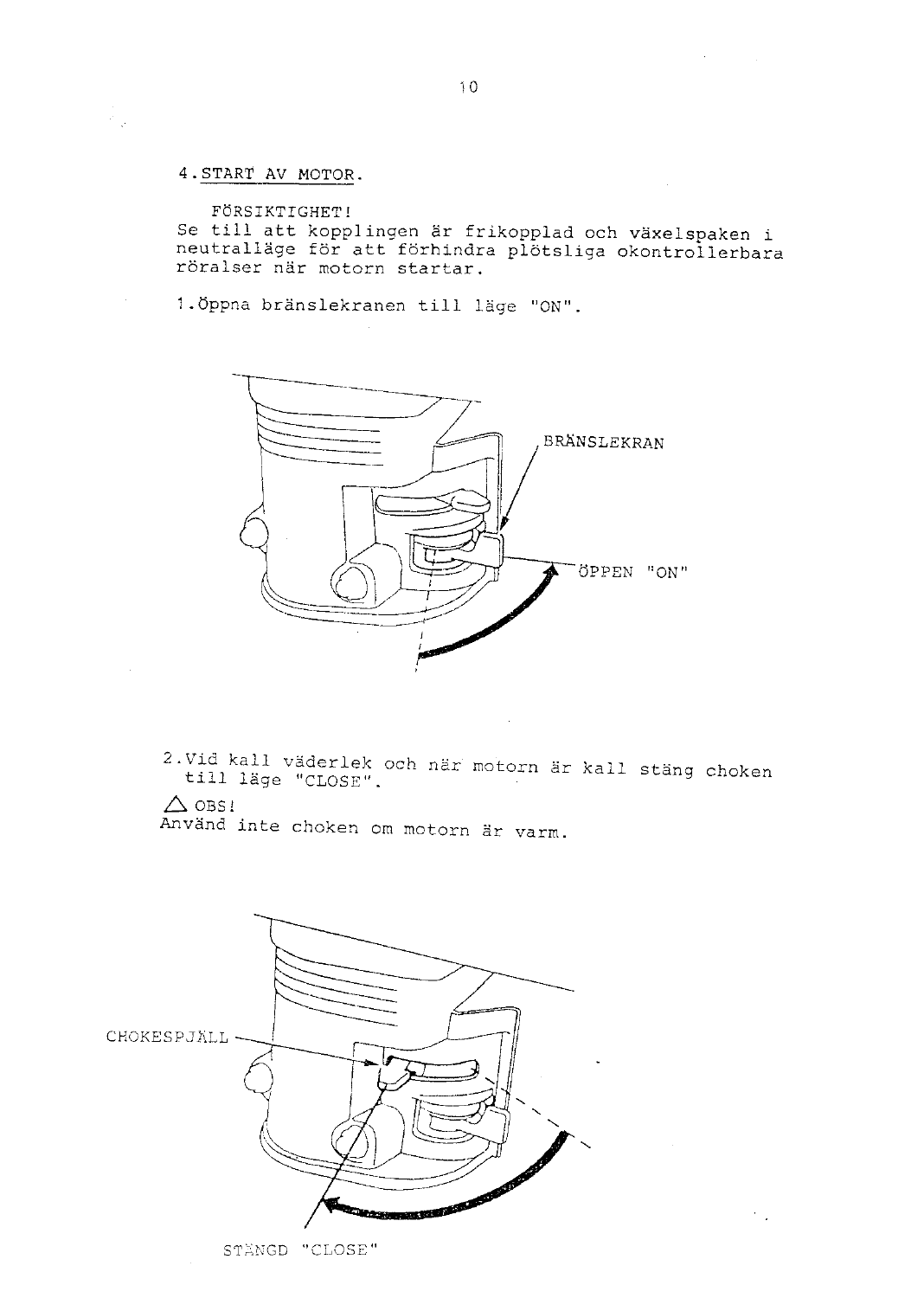## 4. START AV MOTOR.

FÖRSIKTIGHET!
Se till att kopplingen är frikopplad och växelspaken i neutralläge för att förhindra plötsliga okontrollerbara röralser när motorn startar.

1. Öppna bränslekranen till läge "ON".

BRÄNSLEKRAN

ÖPPEN "ON"

2. Vid kall väderlek och när motorn är kall stäng choken till läge "CLOSE".

△ OBS!
Använd inte choken om motorn är varm.

CHOKESPJÄLL

STÄNGD "CLOSE"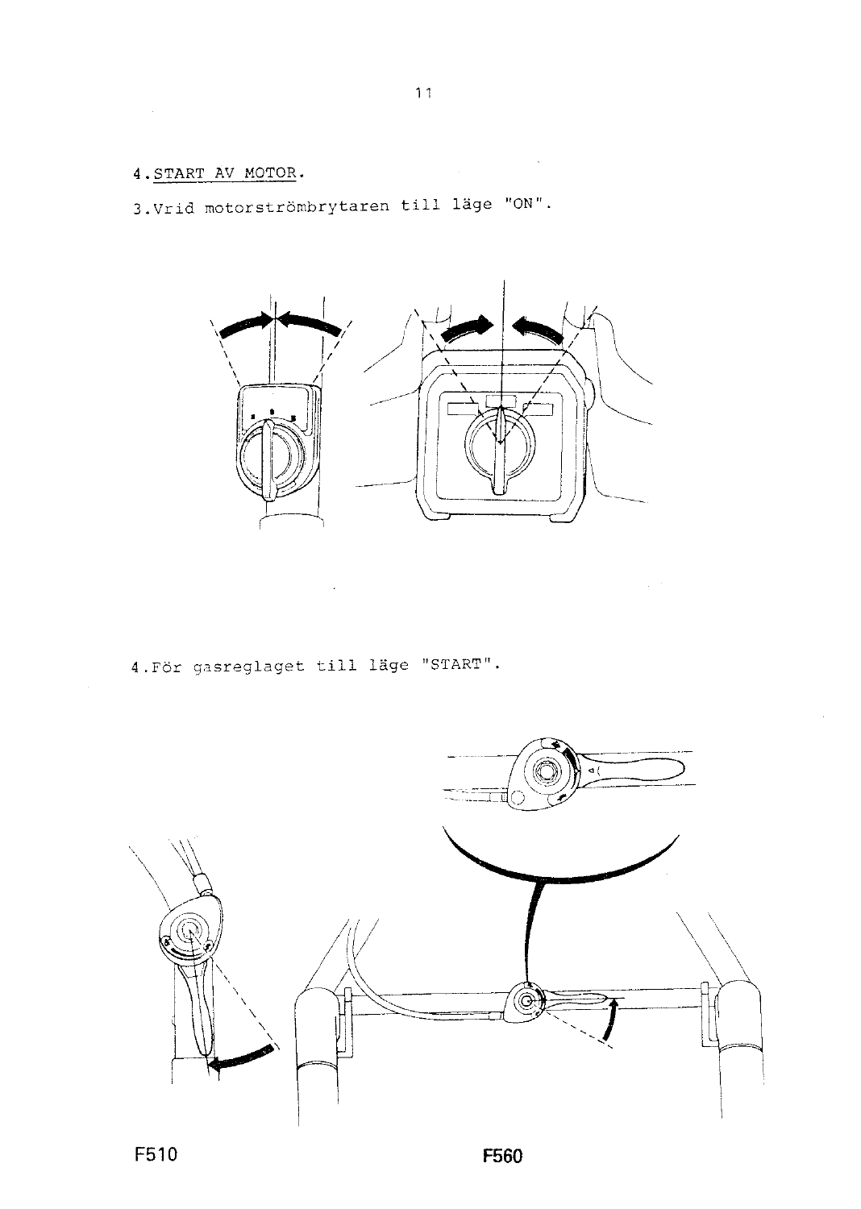4. START AV MOTOR.

3. Vrid motorströmbrytaren till läge "ON".

4. För gasreglaget till läge "START".

F510

F560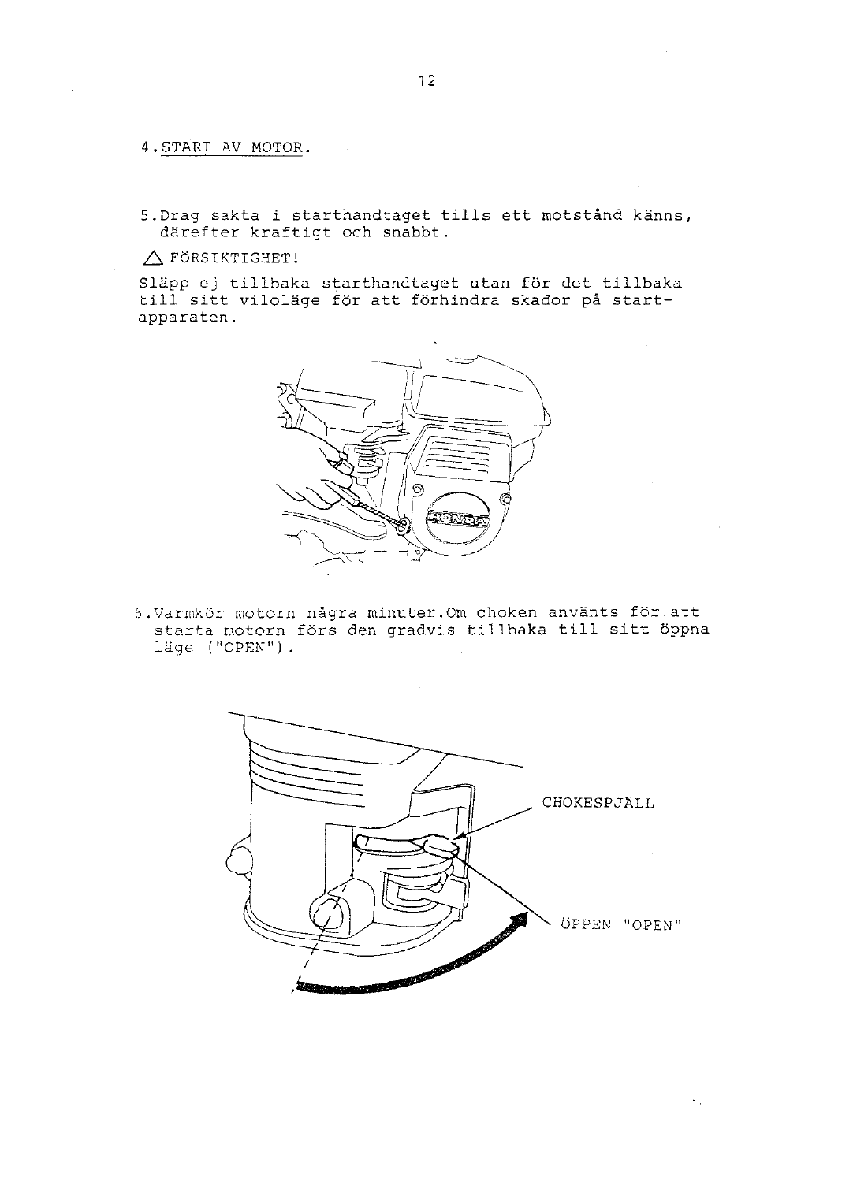## 4. START AV MOTOR.

5. Drag sakta i starthandtaget tills ett motstånd känns, därefter kraftigt och snabbt.

⚠ FÖRSIKTIGHET!

Släpp ej tillbaka starthandtaget utan för det tillbaka till sitt viloläge för att förhindra skador på startapparaten.

6. Varmkör motorn några minuter. Om choken använts för att starta motorn förs den gradvis tillbaka till sitt öppna läge ("OPEN").

CHOKESPJÄLL

ÖPPEN "OPEN"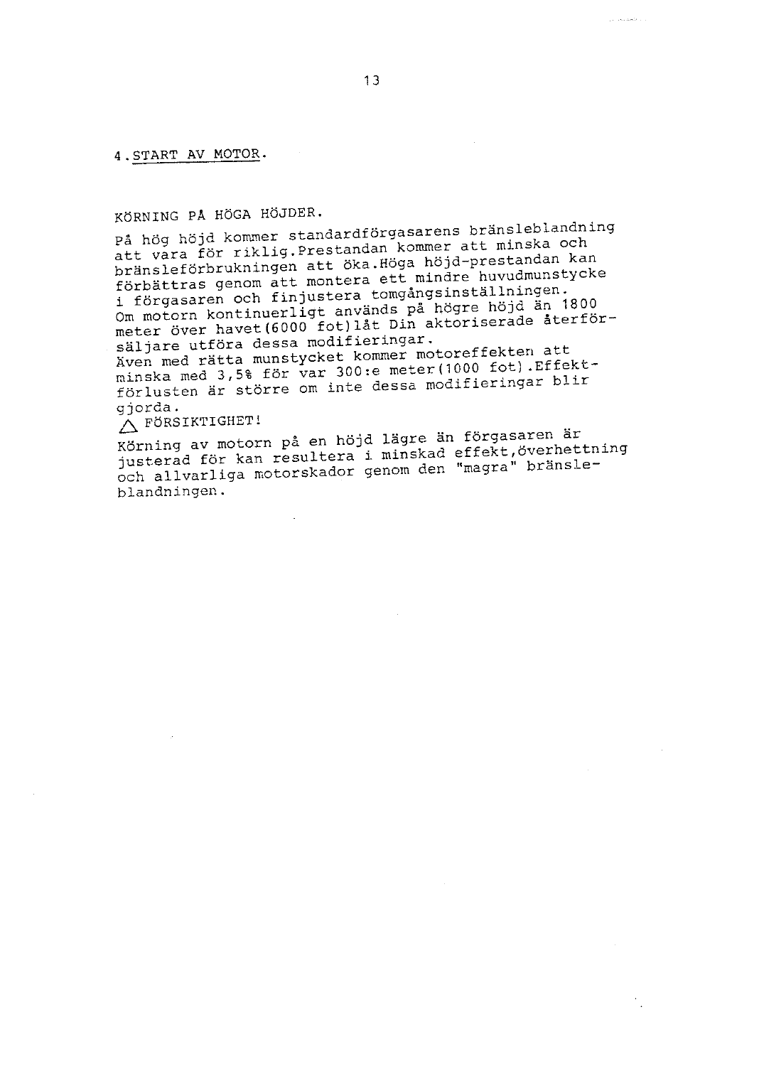## 4. START AV MOTOR.

### KÖRNING PÅ HÖGA HÖJDER.

På hög höjd kommer standardförgasarens bränsleblandning att vara för riklig.Prestandan kommer att minska och bränsleförbrukningen att öka.Höga höjd-prestandan kan förbättras genom att montera ett mindre huvudmunstycke i förgasaren och finjustera tomgångsinställningen. Om motorn kontinuerligt används på högre höjd än 1800 meter över havet(6000 fot)låt Din aktoriserade återförsäljare utföra dessa modifieringar. Även med rätta munstycket kommer motoreffekten att minska med 3,5% för var 300:e meter(1000 fot).Effektförlusten är större om inte dessa modifieringar blir gjorda.

⚠ FÖRSIKTIGHET!

Körning av motorn på en höjd lägre än förgasaren är justerad för kan resultera i minskad effekt,överhettning och allvarliga motorskador genom den "magra" bränsleblandningen.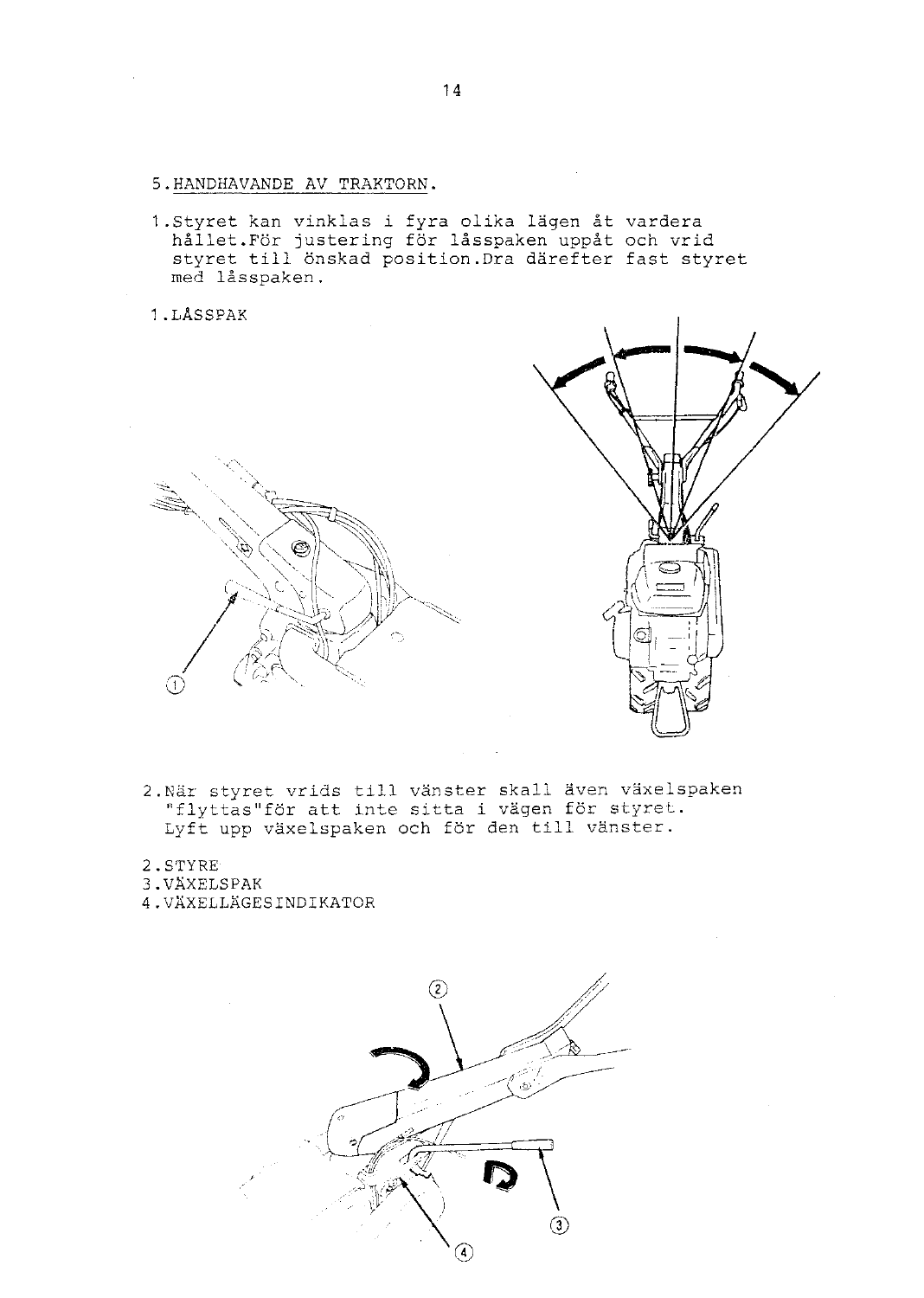## 5. HANDHAVANDE AV TRAKTORN.

1. Styret kan vinklas i fyra olika lägen åt vardera hållet. För justering för låsspaken uppåt och vrid styret till önskad position. Dra därefter fast styret med låsspaken.

1. LÅSSPAK

2. När styret vrids till vänster skall även växelspaken "flyttas" för att inte sitta i vägen för styret. Lyft upp växelspaken och för den till vänster.

2. STYRE
3. VÄXELSPAK
4. VÄXELLÄGESINDIKATOR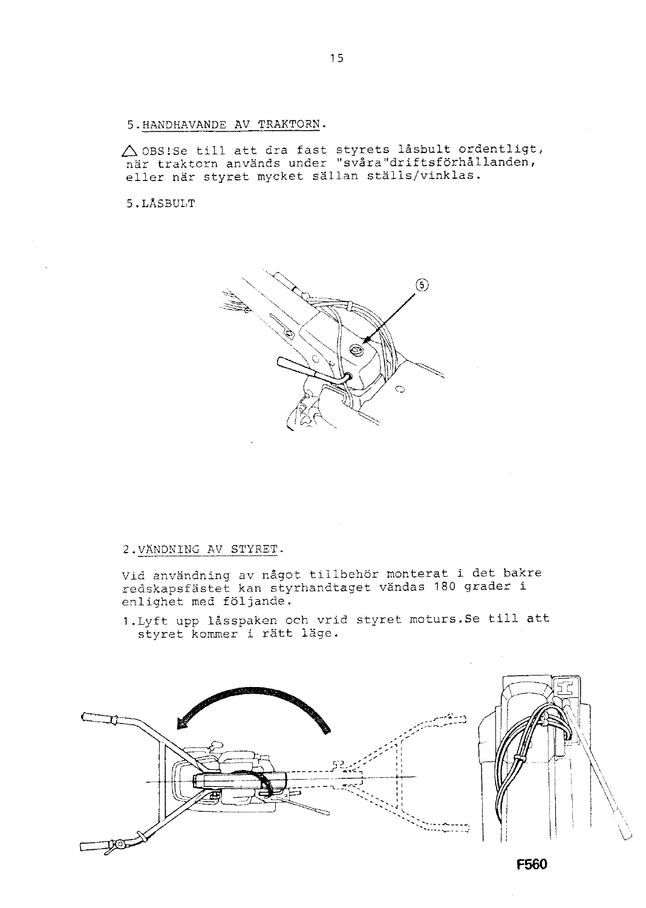## 5. HANDHAVANDE AV TRAKTORN.

⚠ OBS! Se till att dra fast styrets låsbult ordentligt, när traktorn används under "svåra" driftsförhållanden, eller när styret mycket sällan ställs/vinklas.

5. LÅSBULT

## 2. VÄNDNING AV STYRET.

Vid användning av något tillbehör monterat i det bakre redskapsfästet kan styrhandtaget vändas 180 grader i enlighet med följande.

1. Lyft upp låsspaken och vrid styret moturs. Se till att styret kommer i rätt läge.

F560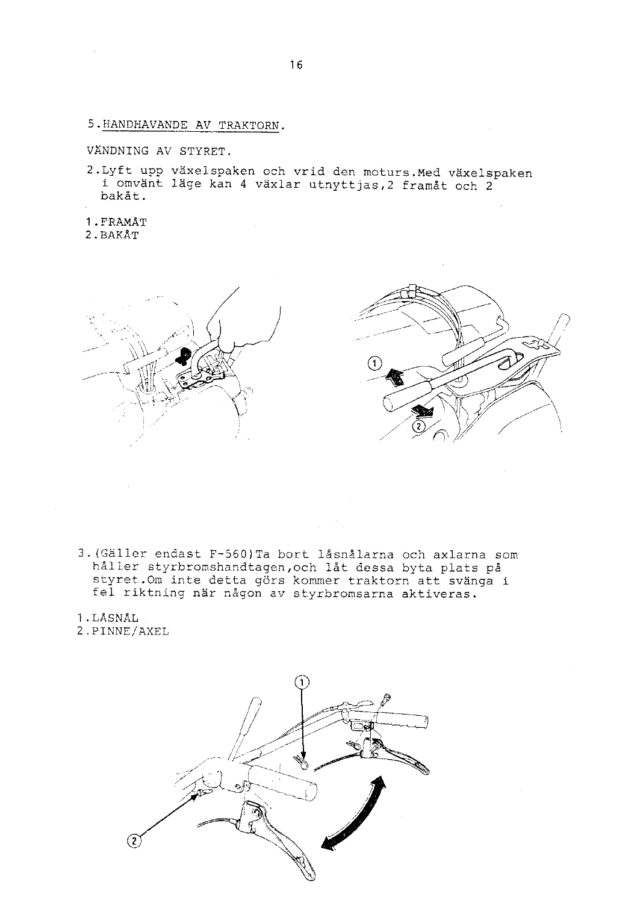5. HANDHAVANDE AV TRAKTORN.

VÄNDNING AV STYRET.

2. Lyft upp växelspaken och vrid den moturs. Med växelspaken i omvänt läge kan 4 växlar utnyttjas, 2 framåt och 2 bakåt.

1. FRAMÅT
2. BAKÅT

3. (Gäller endast F-560) Ta bort låsnålarna och axlarna som håller styrbromshandtagen, och låt dessa byta plats på styret. Om inte detta görs kommer traktorn att svänga i fel riktning när någon av styrbromsarna aktiveras.

1. LÅSNÅL
2. PINNE/AXEL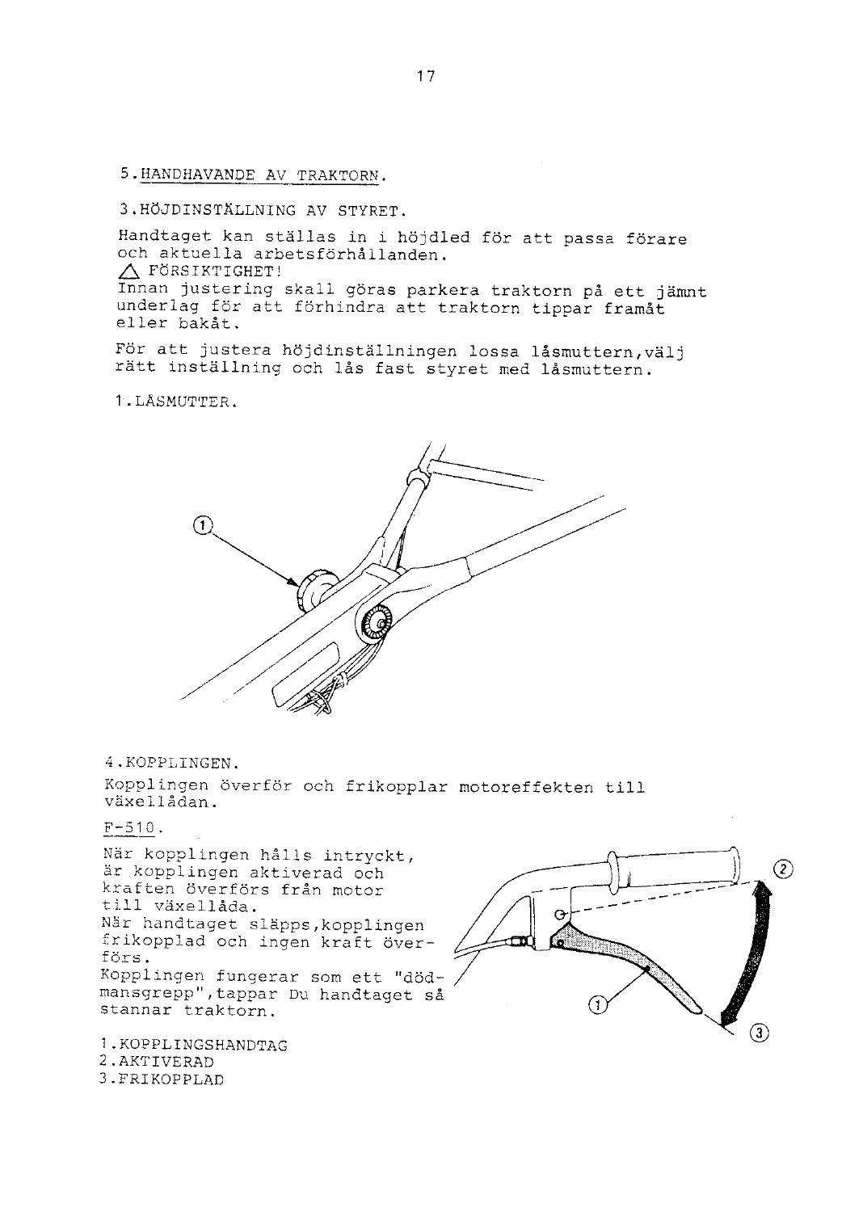## 5. HANDHAVANDE AV TRAKTORN.

### 3. HÖJDINSTÄLLNING AV STYRET.

Handtaget kan ställas in i höjdled för att passa förare och aktuella arbetsförhållanden.

⚠ FÖRSIKTIGHET!
Innan justering skall göras parkera traktorn på ett jämnt underlag för att förhindra att traktorn tippar framåt eller bakåt.

För att justera höjdinställningen lossa låsmuttern, välj rätt inställning och lås fast styret med låsmuttern.

1. LÅSMUTTER.

### 4. KOPPLINGEN.

Kopplingen överför och frikopplar motoreffekten till växellådan.

F-510.

När kopplingen hålls intryckt, är kopplingen aktiverad och kraften överförs från motor till växellåda.
När handtaget släpps, kopplingen frikopplad och ingen kraft överförs.
Kopplingen fungerar som ett "dödmansgrepp", tappar Du handtaget så stannar traktorn.

1. KOPPLINGSHANDTAG
2. AKTIVERAD
3. FRIKOPPLAD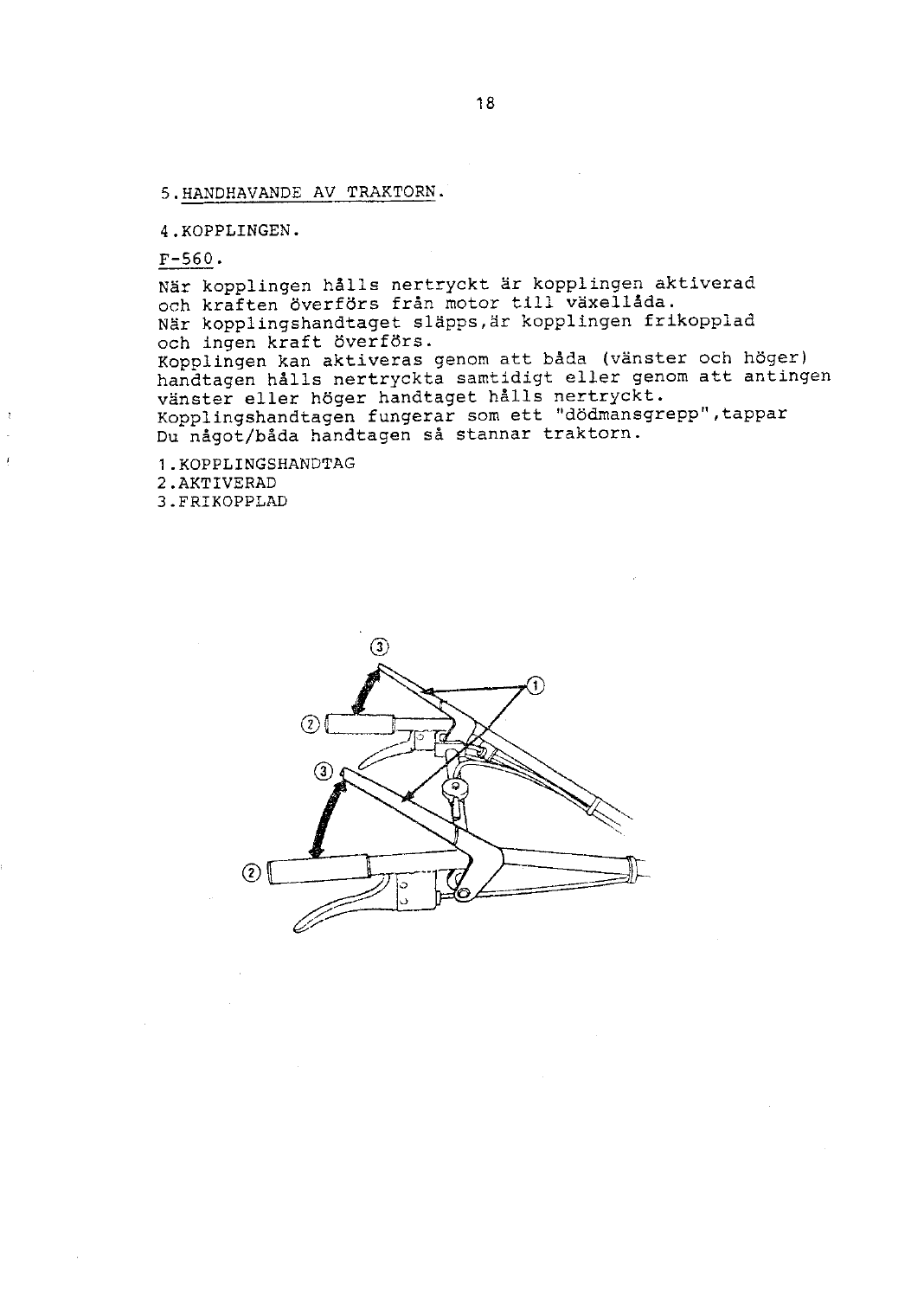## 5. HANDHAVANDE AV TRAKTORN.

### 4. KOPPLINGEN.

F-560.

När kopplingen hålls nertryckt är kopplingen aktiverad och kraften överförs från motor till växellåda.
När kopplingshandtaget släpps, är kopplingen frikopplad och ingen kraft överförs.
Kopplingen kan aktiveras genom att båda (vänster och höger) handtagen hålls nertryckta samtidigt eller genom att antingen vänster eller höger handtaget hålls nertryckt.
Kopplingshandtagen fungerar som ett "dödmansgrepp", tappar Du något/båda handtagen så stannar traktorn.

1. KOPPLINGSHANDTAG
2. AKTIVERAD
3. FRIKOPPLAD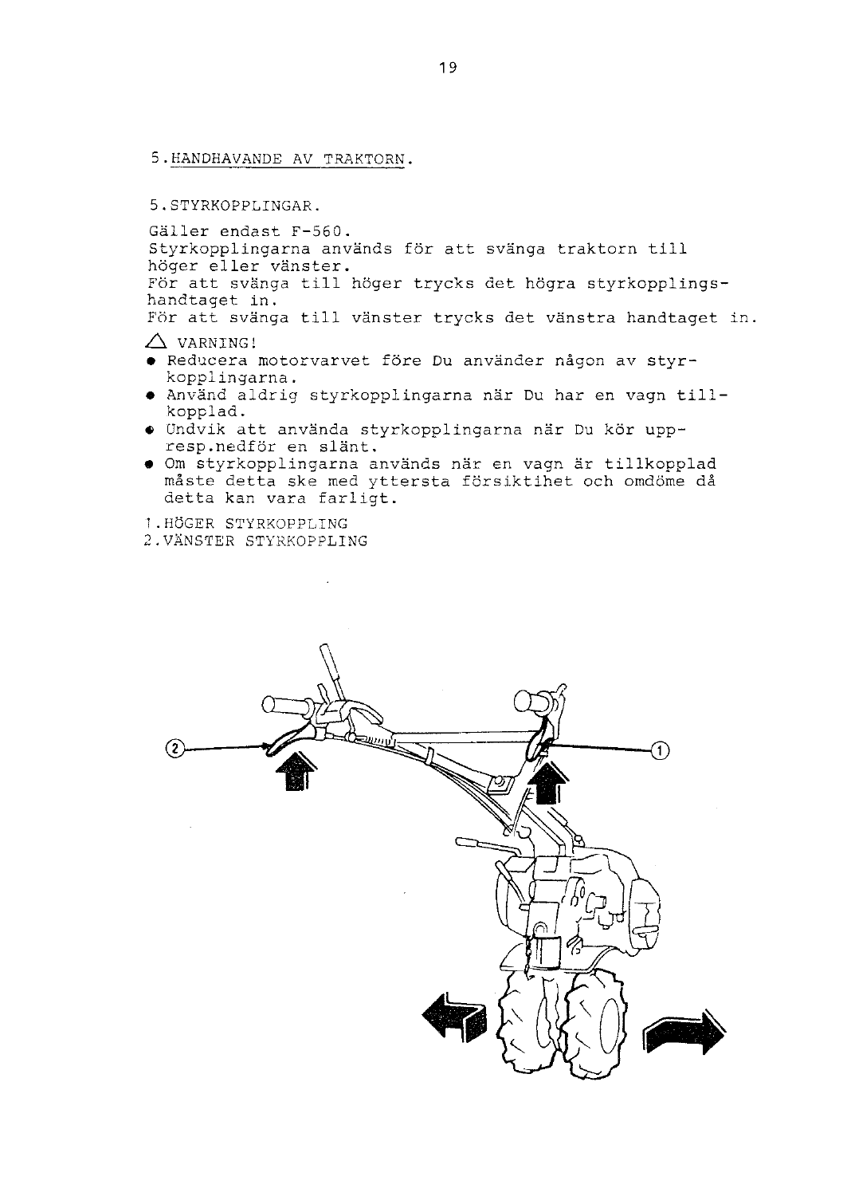## 5. HANDHAVANDE AV TRAKTORN.

### 5. STYRKOPPLINGAR.

Gäller endast F-560.
Styrkopplingarna används för att svänga traktorn till höger eller vänster.
För att svänga till höger trycks det högra styrkopplingshandtaget in.
För att svänga till vänster trycks det vänstra handtaget in.

⚠ VARNING!

- Reducera motorvarvet före Du använder någon av styrkopplingarna.
- Använd aldrig styrkopplingarna när Du har en vagn tillkopplad.
- Undvik att använda styrkopplingarna när Du kör upp- resp.nedför en slänt.
- Om styrkopplingarna används när en vagn är tillkopplad måste detta ske med yttersta försiktihet och omdöme då detta kan vara farligt.

1. HÖGER STYRKOPPLING
2. VÄNSTER STYRKOPPLING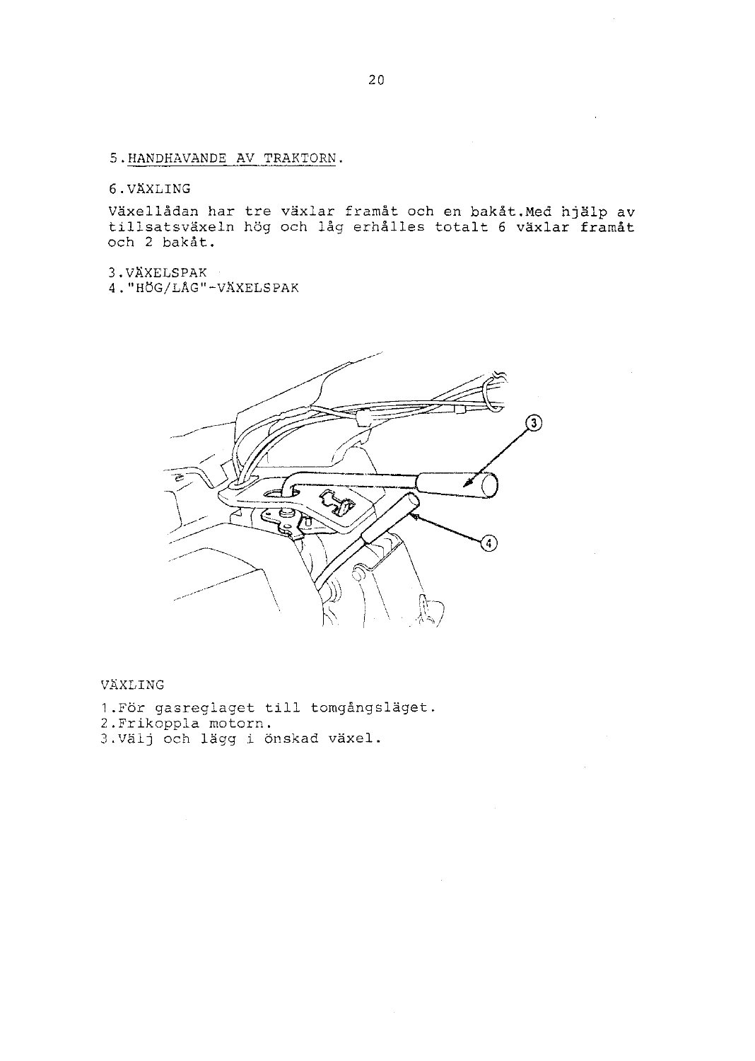## 5. HANDHAVANDE AV TRAKTORN.

### 6. VÄXLING

Växellådan har tre växlar framåt och en bakåt. Med hjälp av tillsatsväxeln hög och låg erhålles totalt 6 växlar framåt och 2 bakåt.

3. VÄXELSPAK
4. "HÖG/LÅG"-VÄXELSPAK

VÄXLING

1. För gasreglaget till tomgångsläget.
2. Frikoppla motorn.
3. Välj och lägg i önskad växel.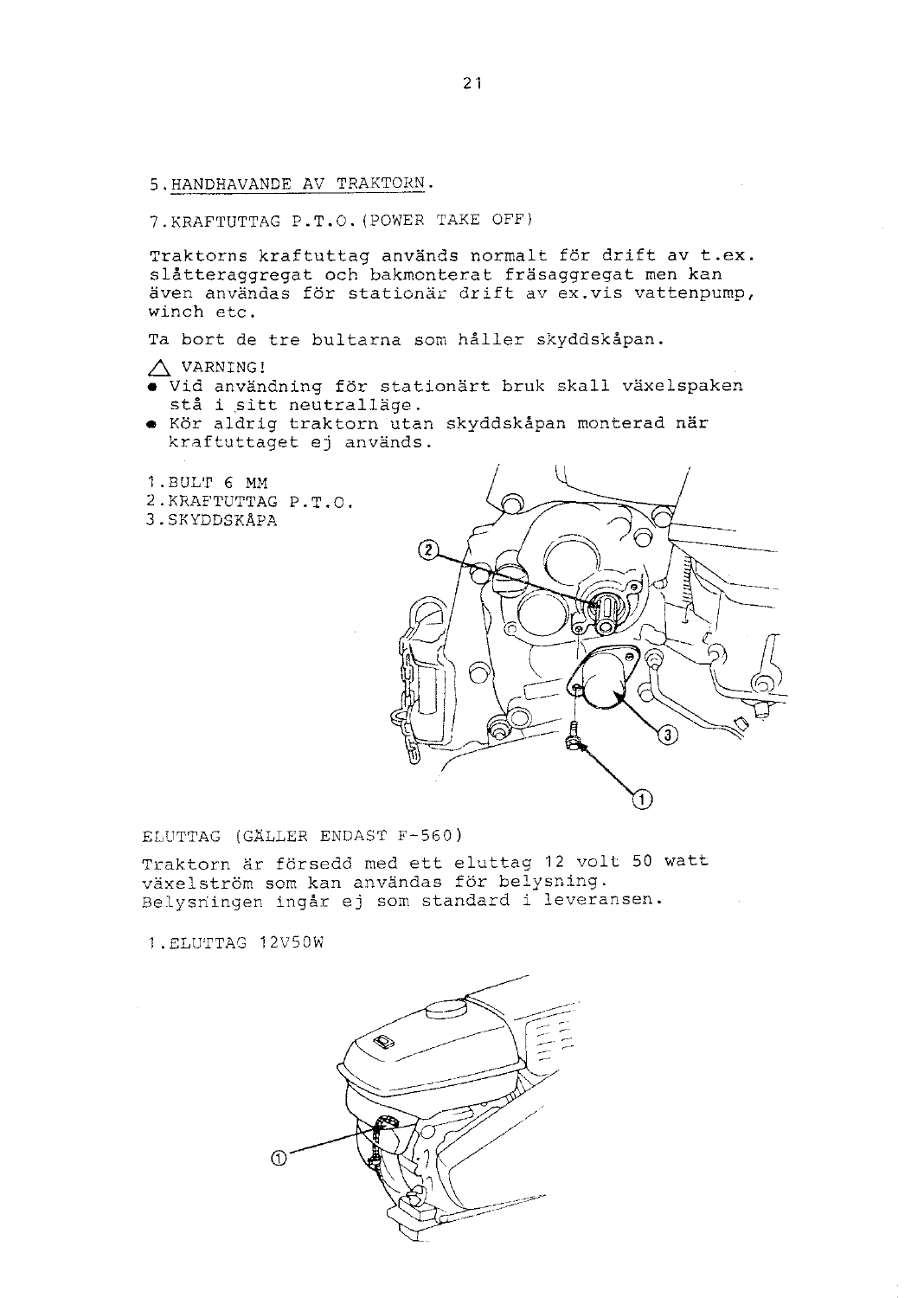## 5. HANDHAVANDE AV TRAKTORN.

### 7. KRAFTUTTAG P.T.O. (POWER TAKE OFF)

Traktorns kraftuttag används normalt för drift av t.ex. slåtteraggregat och bakmonterat fräsaggregat men kan även användas för stationär drift av ex.vis vattenpump, winch etc.

Ta bort de tre bultarna som håller skyddskåpan.

⚠ VARNING!

- Vid användning för stationärt bruk skall växelspaken stå i sitt neutralläge.
- Kör aldrig traktorn utan skyddskåpan monterad när kraftuttaget ej används.

1. BULT 6 MM
2. KRAFTUTTAG P.T.O.
3. SKYDDSKÅPA

### ELUTTAG (GÄLLER ENDAST F-560)

Traktorn är försedd med ett eluttag 12 volt 50 watt växelström som kan användas för belysning.
Belysningen ingår ej som standard i leveransen.

1. ELUTTAG 12V50W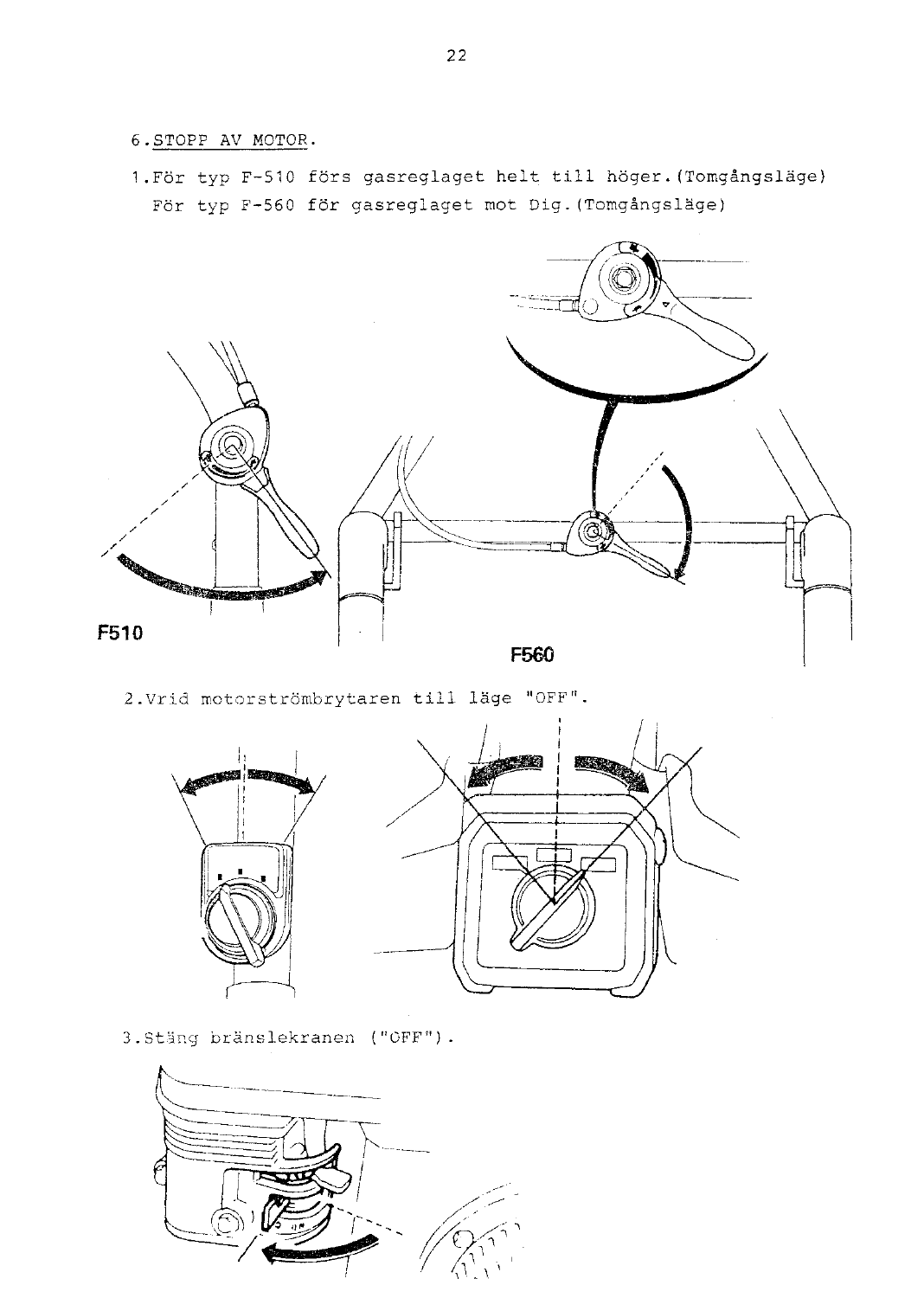## 6. STOPP AV MOTOR.

1. För typ F-510 förs gasreglaget helt till höger. (Tomgångsläge)
   För typ F-560 för gasreglaget mot Dig. (Tomgångsläge)

F510

F560

2. Vrid motorströmbrytaren till läge "OFF".

3. Stäng bränslekranen ("OFF").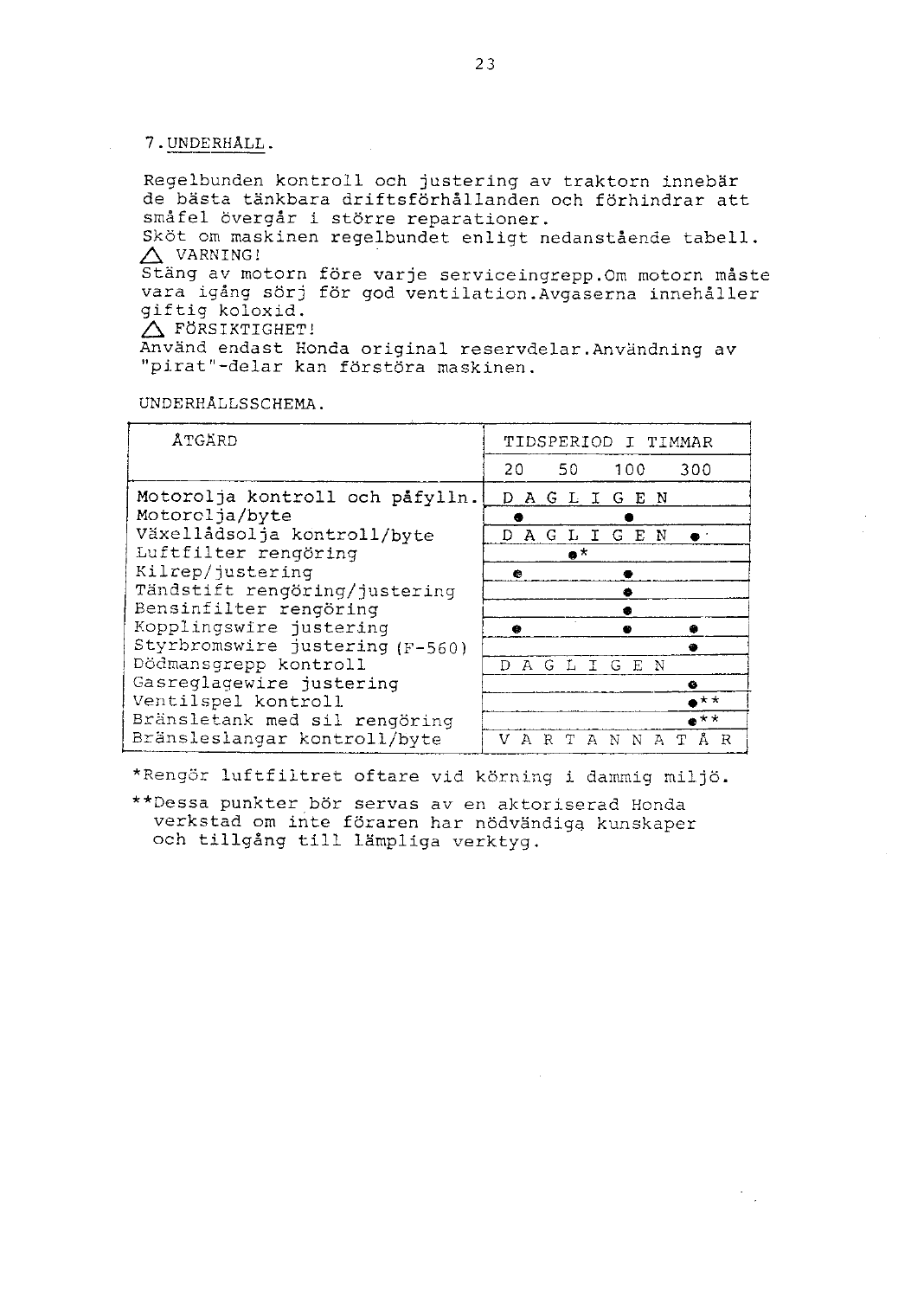## 7. UNDERHÅLL.

Regelbunden kontroll och justering av traktorn innebär de bästa tänkbara driftsförhållanden och förhindrar att småfel övergår i större reparationer.
Sköt om maskinen regelbundet enligt nedanstående tabell.

⚠ VARNING!
Stäng av motorn före varje serviceingrepp. Om motorn måste vara igång sörj för god ventilation. Avgaserna innehåller giftig koloxid.

⚠ FÖRSIKTIGHET!
Använd endast Honda original reservdelar. Användning av "pirat"-delar kan förstöra maskinen.

UNDERHÅLLSSCHEMA.

| ÅTGÄRD | TIDSPERIOD I TIMMAR | | | |
|---|---|---|---|---|
| | 20 | 50 | 100 | 300 |
| Motorolja kontroll och påfylln. | D A G L I G E N | | | |
| Motorolja/byte | ● | | ● | |
| Växellådsolja kontroll/byte | D A G L I G E N | | | ● |
| Luftfilter rengöring | | ●* | | |
| Kilrep/justering | ● | | ● | |
| Tändstift rengöring/justering | | | ● | |
| Bensinfilter rengöring | | | ● | |
| Kopplingswire justering | ● | | ● | ● |
| Styrbromswire justering (F-560) | | | | ● |
| Dödmansgrepp kontroll | D A G L I G E N | | | |
| Gasreglagewire justering | | | | ● |
| Ventilspel kontroll | | | | ●** |
| Bränsletank med sil rengöring | | | | ●** |
| Bränsleslangar kontroll/byte | V A R T A N N A T Å R | | | |

*Rengör luftfiltret oftare vid körning i dammig miljö.

**Dessa punkter bör servas av en aktoriserad Honda verkstad om inte föraren har nödvändiga kunskaper och tillgång till lämpliga verktyg.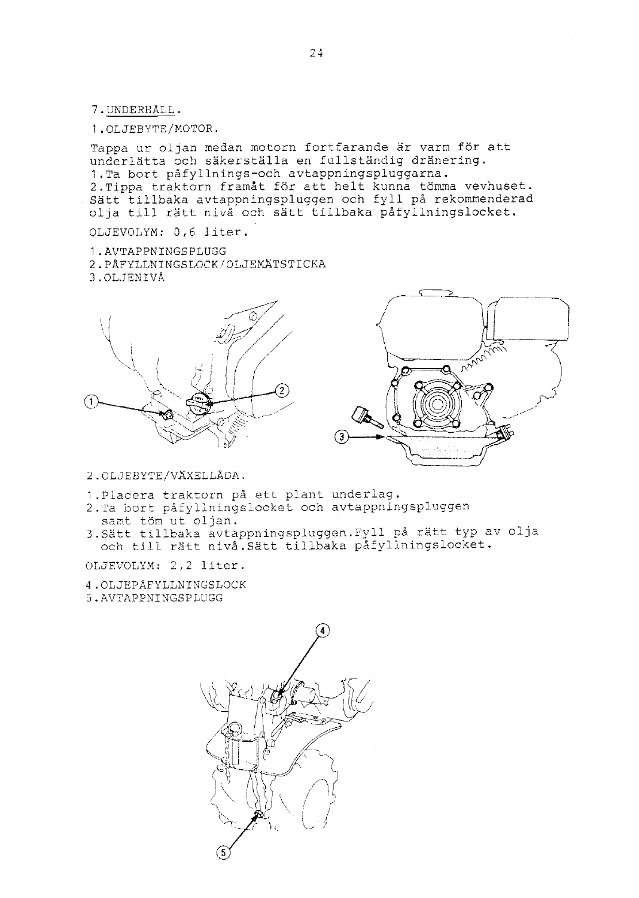# 7. UNDERHÅLL.

## 1. OLJEBYTE/MOTOR.

Tappa ur oljan medan motorn fortfarande är varm för att underlätta och säkerställa en fullständig dränering.

1. Ta bort påfyllnings-och avtappningspluggarna.
2. Tippa traktorn framåt för att helt kunna tömma vevhuset. Sätt tillbaka avtappningspluggen och fyll på rekommenderad olja till rätt nivå och sätt tillbaka påfyllningslocket.

OLJEVOLYM: 0,6 liter.

1. AVTAPPNINGSPLUGG
2. PÅFYLLNINGSLOCK/OLJEMÄTSTICKA
3. OLJENIVÅ

## 2. OLJEBYTE/VÄXELLÅDA.

1. Placera traktorn på ett plant underlag.
2. Ta bort påfyllningslocket och avtappningspluggen samt töm ut oljan.
3. Sätt tillbaka avtappningspluggen. Fyll på rätt typ av olja och till rätt nivå. Sätt tillbaka påfyllningslocket.

OLJEVOLYM: 2,2 liter.

4. OLJEPÅFYLLNINGSLOCK
5. AVTAPPNINGSPLUGG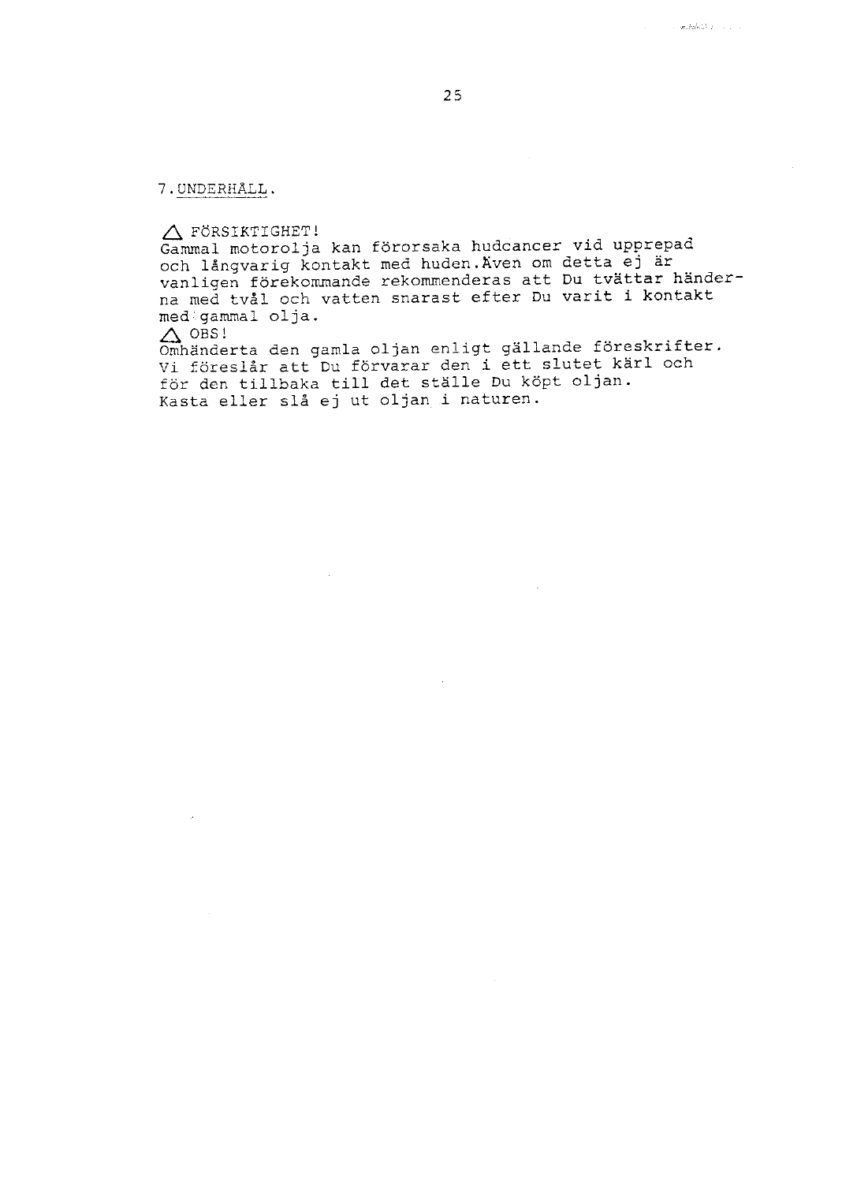## 7. UNDERHÅLL.

△ FÖRSIKTIGHET!
Gammal motorolja kan förorsaka hudcancer vid upprepad och långvarig kontakt med huden. Även om detta ej är vanligen förekommande rekommenderas att Du tvättar händerna med tvål och vatten snarast efter Du varit i kontakt med gammal olja.

△ OBS!
Omhänderta den gamla oljan enligt gällande föreskrifter. Vi föreslår att Du förvarar den i ett slutet kärl och för den tillbaka till det ställe Du köpt oljan. Kasta eller slå ej ut oljan i naturen.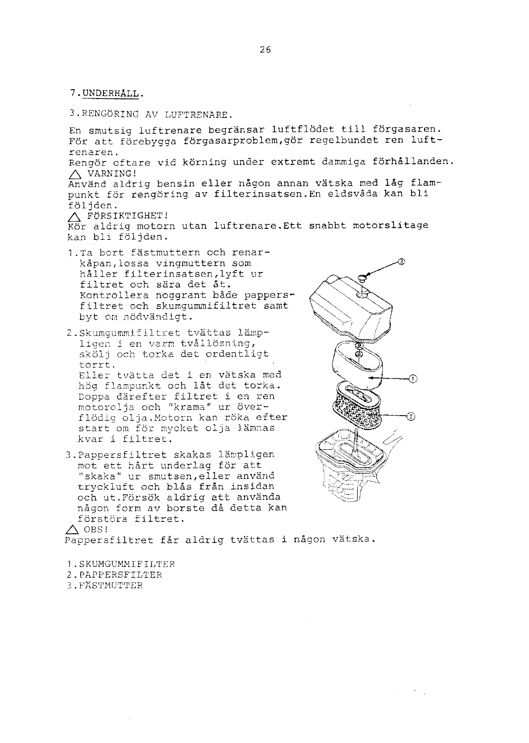## 7. UNDERHÅLL.

### 3. RENGÖRING AV LUFTRENARE.

En smutsig luftrenare begränsar luftflödet till förgasaren. För att förebygga förgasarproblem, gör regelbundet ren luftrenaren.
Rengör oftare vid körning under extremt dammiga förhållanden.

⚠ VARNING!
Använd aldrig bensin eller någon annan vätska med låg flampunkt för rengöring av filterinsatsen. En eldsvåda kan bli följden.

⚠ FÖRSIKTIGHET!
Kör aldrig motorn utan luftrenare. Ett snabbt motorslitage kan bli följden.

1. Ta bort fästmuttern och renarkåpan, lossa vingmuttern som håller filterinsatsen, lyft ur filtret och sära det åt. Kontrollera noggrant både pappersfiltret och skumgummifiltret samt byt om nödvändigt.
2. Skumgummifiltret tvättas lämpligen i en varm tvållösning, skölj och torka det ordentligt torrt.
   Eller tvätta det i en vätska med hög flampunkt och låt det torka. Doppa därefter filtret i en ren motorolja och "krama" ur överflödig olja. Motorn kan röka efter start om för mycket olja lämnas kvar i filtret.
3. Pappersfiltret skakas lämpligen mot ett hårt underlag för att "skaka" ur smutsen, eller använd tryckluft och blås från insidan och ut. Försök aldrig att använda någon form av borste då detta kan förstöra filtret.

⚠ OBS!
Pappersfiltret får aldrig tvättas i någon vätska.

1. SKUMGUMMIFILTER
2. PAPPERSFILTER
3. FÄSTMUTTER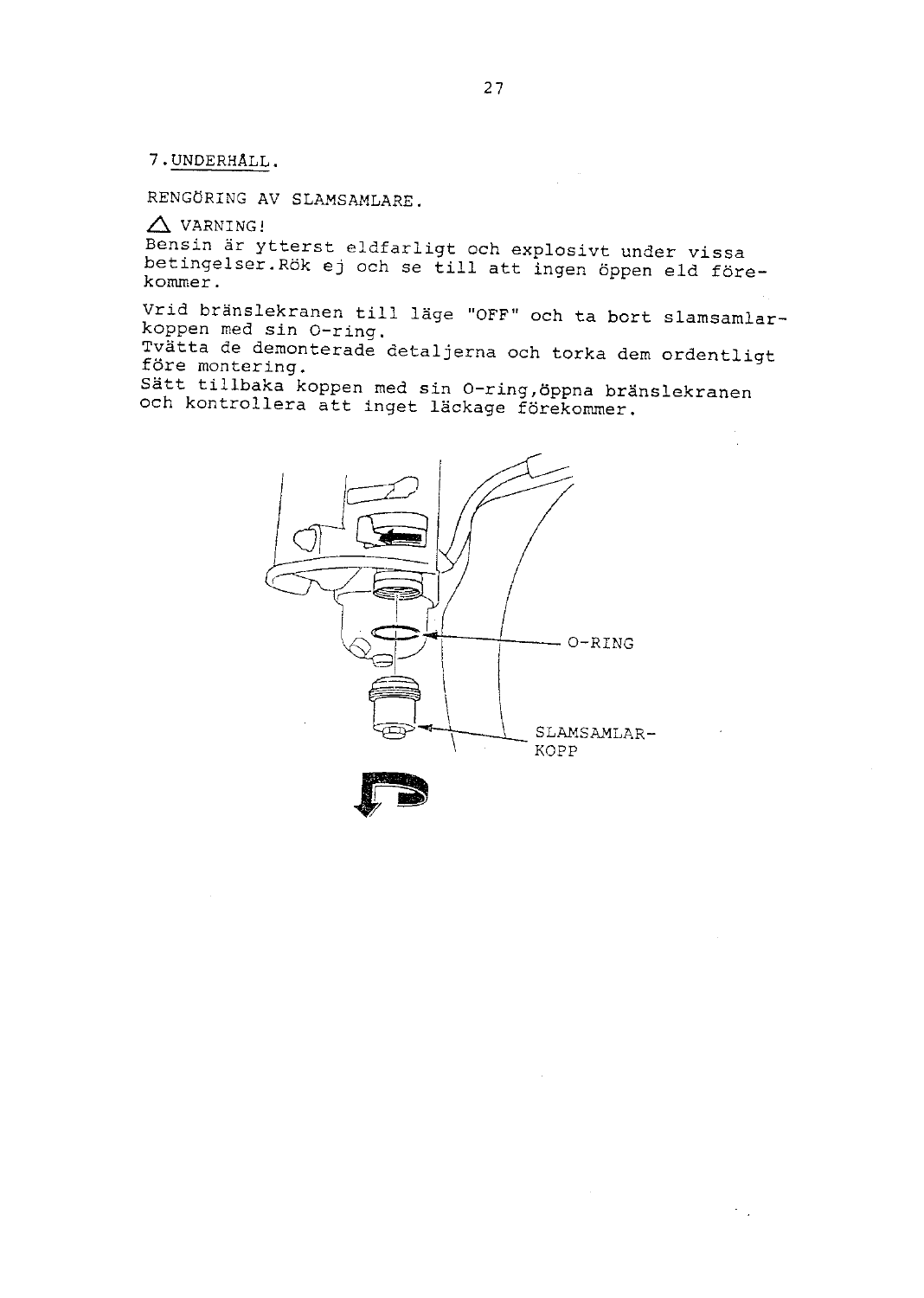## 7. UNDERHÅLL.

### RENGÖRING AV SLAMSAMLARE.

⚠ VARNING!
Bensin är ytterst eldfarligt och explosivt under vissa betingelser. Rök ej och se till att ingen öppen eld förekommer.

Vrid bränslekranen till läge "OFF" och ta bort slamsamlarkoppen med sin O-ring.
Tvätta de demonterade detaljerna och torka dem ordentligt före montering.
Sätt tillbaka koppen med sin O-ring, öppna bränslekranen och kontrollera att inget läckage förekommer.

O-RING

SLAMSAMLAR-KOPP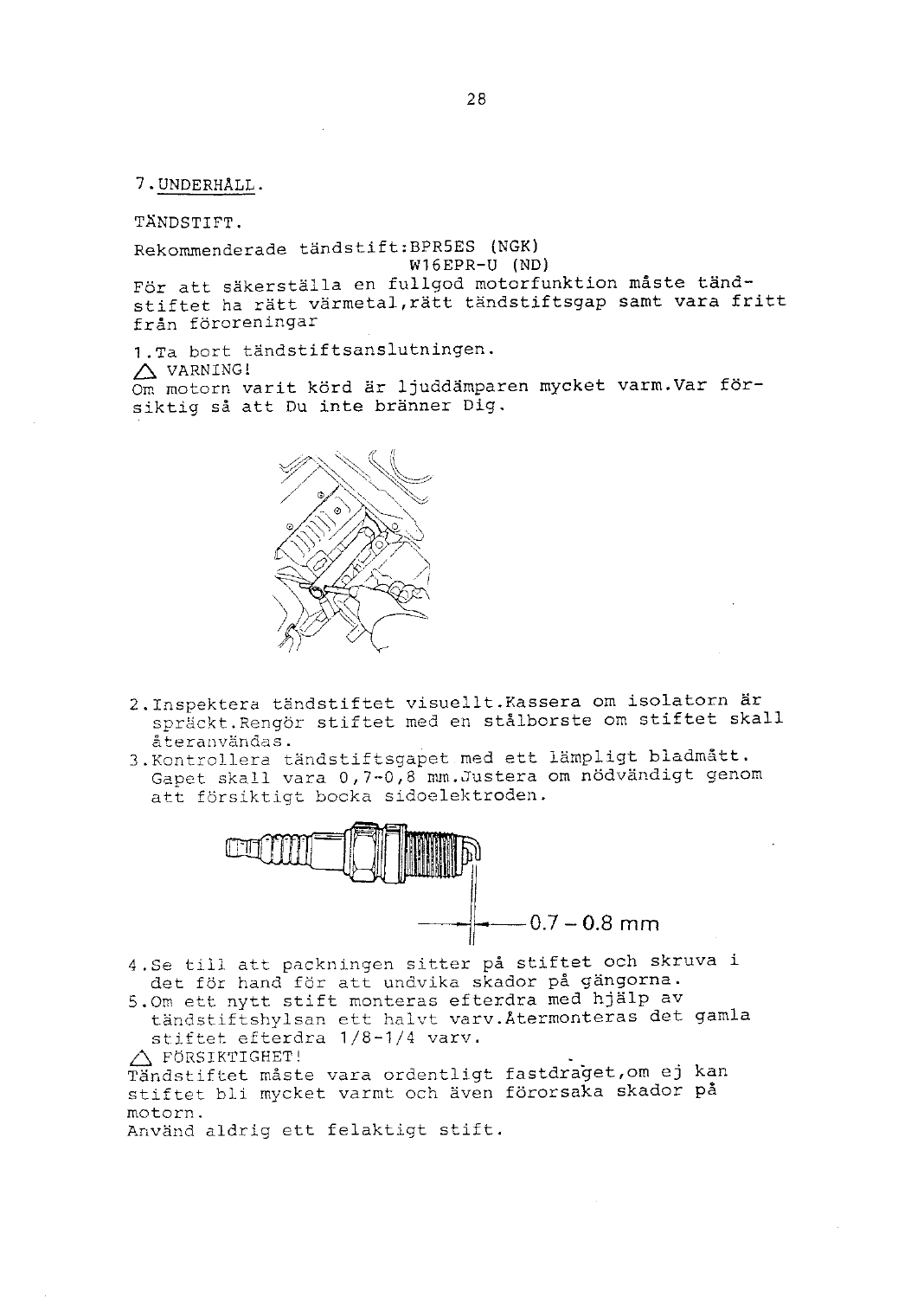## 7. UNDERHÅLL.

### TÄNDSTIFT.

Rekommenderade tändstift: BPR5ES (NGK)
W16EPR-U (ND)

För att säkerställa en fullgod motorfunktion måste tändstiftet ha rätt värmetal, rätt tändstiftsgap samt vara fritt från föroreningar

1. Ta bort tändstiftsanslutningen.

△ VARNING!
Om motorn varit körd är ljuddämparen mycket varm. Var försiktig så att Du inte bränner Dig.

2. Inspektera tändstiftet visuellt. Kassera om isolatorn är spräckt. Rengör stiftet med en stålborste om stiftet skall återanvändas.
3. Kontrollera tändstiftsgapet med ett lämpligt bladmått. Gapet skall vara 0,7-0,8 mm. Justera om nödvändigt genom att försiktigt bocka sidoelektroden.

0.7 – 0.8 mm

4. Se till att packningen sitter på stiftet och skruva i det för hand för att undvika skador på gängorna.
5. Om ett nytt stift monteras efterdra med hjälp av tändstiftshylsan ett halvt varv. Återmonteras det gamla stiftet efterdra 1/8-1/4 varv.

△ FÖRSIKTIGHET!
Tändstiftet måste vara ordentligt fastdraget, om ej kan stiftet bli mycket varmt och även förorsaka skador på motorn.
Använd aldrig ett felaktigt stift.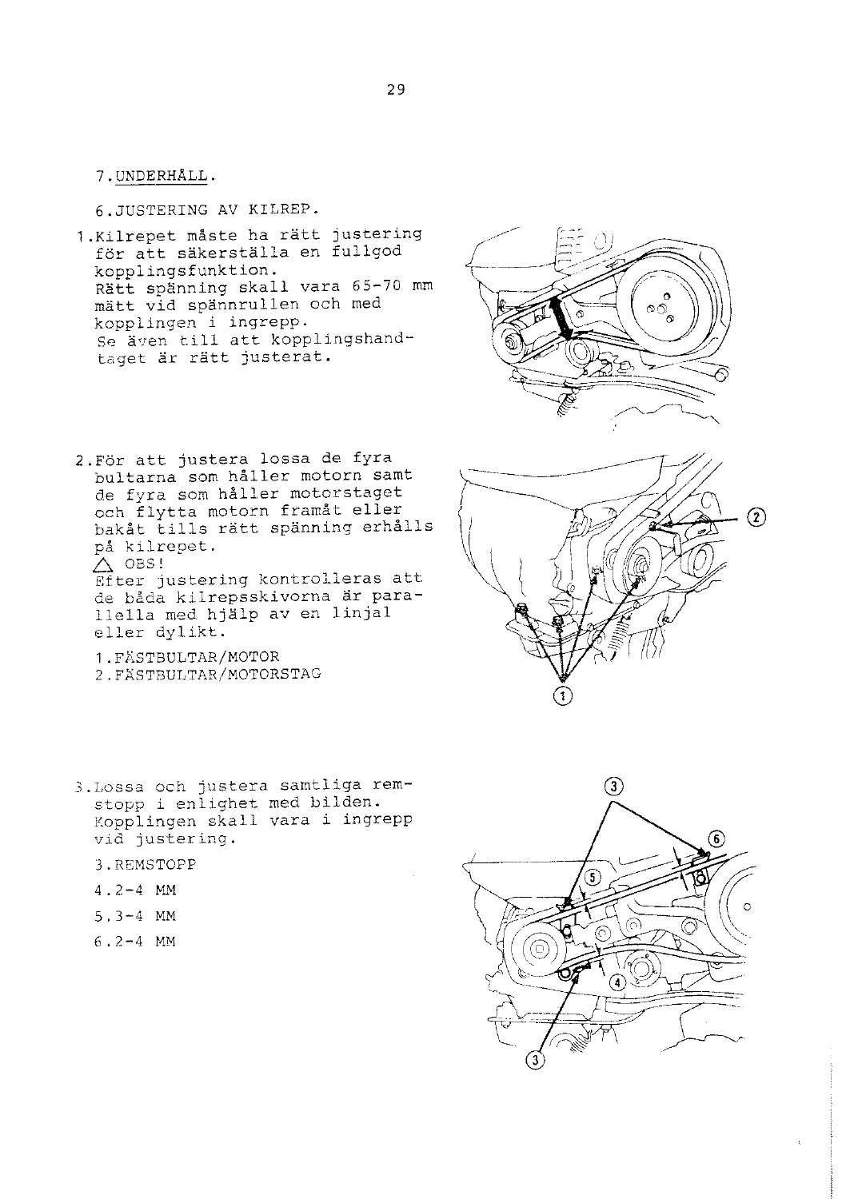7.UNDERHÅLL.

6.JUSTERING AV KILREP.

1.Kilrepet måste ha rätt justering för att säkerställa en fullgod kopplingsfunktion.
Rätt spänning skall vara 65-70 mm mätt vid spännrullen och med kopplingen i ingrepp.
Se även till att kopplingshandtaget är rätt justerat.

2.För att justera lossa de fyra bultarna som håller motorn samt de fyra som håller motorstaget och flytta motorn framåt eller bakåt tills rätt spänning erhålls på kilrepet.
⚠ OBS!
Efter justering kontrolleras att de båda kilrepsskivorna är parallella med hjälp av en linjal eller dylikt.

1.FÄSTBULTAR/MOTOR
2.FÄSTBULTAR/MOTORSTAG

3.Lossa och justera samtliga remstopp i enlighet med bilden. Kopplingen skall vara i ingrepp vid justering.

3.REMSTOPP
4.2-4 MM
5.3-4 MM
6.2-4 MM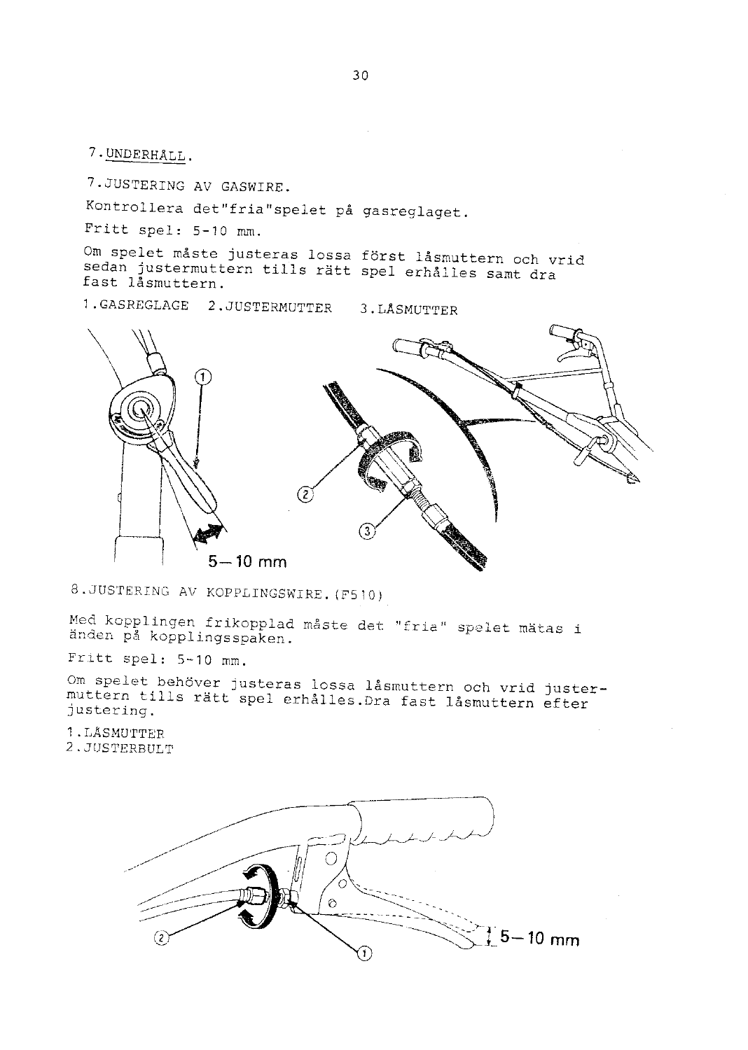## 7. UNDERHÅLL.

### 7. JUSTERING AV GASWIRE.

Kontrollera det "fria" spelet på gasreglaget.

Fritt spel: 5-10 mm.

Om spelet måste justeras lossa först låsmuttern och vrid sedan justermuttern tills rätt spel erhålles samt dra fast låsmuttern.

1. GASREGLAGE 2. JUSTERMUTTER 3. LÅSMUTTER

5–10 mm

### 8. JUSTERING AV KOPPLINGSWIRE. (F510)

Med kopplingen frikopplad måste det "fria" spelet mätas i änden på kopplingsspaken.

Fritt spel: 5-10 mm.

Om spelet behöver justeras lossa låsmuttern och vrid justermuttern tills rätt spel erhålles. Dra fast låsmuttern efter justering.

1. LÅSMUTTER
2. JUSTERBULT

5–10 mm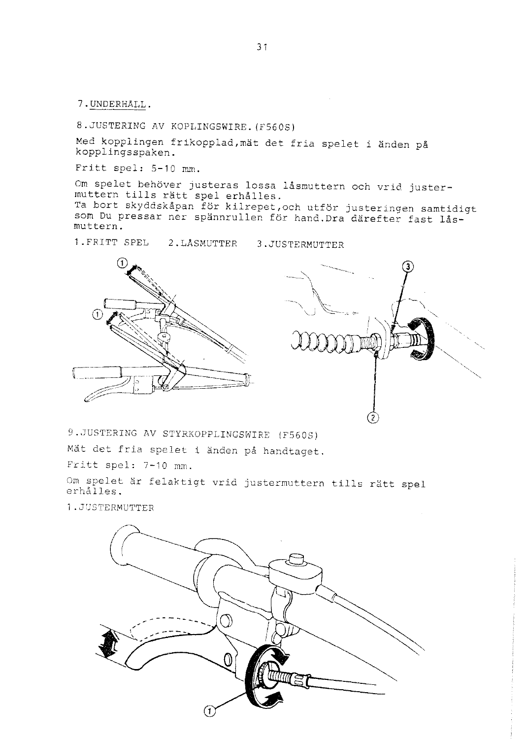## 7. UNDERHÅLL.

### 8. JUSTERING AV KOPLINGSWIRE. (F560S)

Med kopplingen frikopplad, mät det fria spelet i änden på kopplingsspaken.

Fritt spel: 5-10 mm.

Om spelet behöver justeras lossa låsmuttern och vrid justermuttern tills rätt spel erhålles.
Ta bort skyddskåpan för kilrepet, och utför justeringen samtidigt som Du pressar ner spännrullen för hand. Dra därefter fast låsmuttern.

1. FRITT SPEL   2. LÅSMUTTER   3. JUSTERMUTTER

### 9. JUSTERING AV STYRKOPPLINGSWIRE (F560S)

Mät det fria spelet i änden på handtaget.

Fritt spel: 7-10 mm.

Om spelet är felaktigt vrid justermuttern tills rätt spel erhålles.

1. JUSTERMUTTER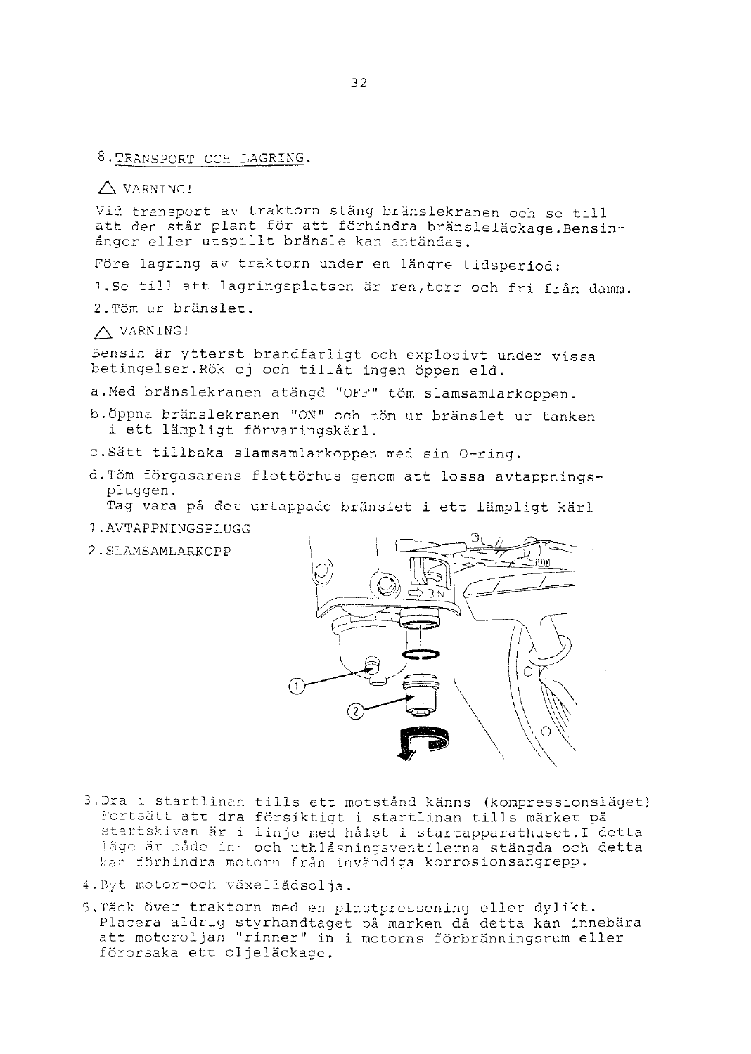## 8. TRANSPORT OCH LAGRING.

⚠ VARNING!

Vid transport av traktorn stäng bränslekranen och se till att den står plant för att förhindra bränsleläckage. Bensinångor eller utspillt bränsle kan antändas.

Före lagring av traktorn under en längre tidsperiod:

1. Se till att lagringsplatsen är ren, torr och fri från damm.
2. Töm ur bränslet.

⚠ VARNING!

Bensin är ytterst brandfarligt och explosivt under vissa betingelser. Rök ej och tillåt ingen öppen eld.

a. Med bränslekranen atängd "OFF" töm slamsamlarkoppen.

b. Öppna bränslekranen "ON" och töm ur bränslet ur tanken i ett lämpligt förvaringskärl.

c. Sätt tillbaka slamsamlarkoppen med sin O-ring.

d. Töm förgasarens flottörhus genom att lossa avtappningspluggen.
Tag vara på det urtappade bränslet i ett lämpligt kärl

1. AVTAPPNINGSPLUGG
2. SLAMSAMLARKOPP

3. Dra i startlinan tills ett motstånd känns (kompressionsläget) Fortsätt att dra försiktigt i startlinan tills märket på startskivan är i linje med hålet i startapparathuset. I detta läge är både in- och utblåsningsventilerna stängda och detta kan förhindra motorn från invändiga korrosionsangrepp.

4. Byt motor-och växellådsolja.

5. Täck över traktorn med en plastpressening eller dylikt. Placera aldrig styrhandtaget på marken då detta kan innebära att motoroljan "rinner" in i motorns förbränningsrum eller förorsaka ett oljeläckage.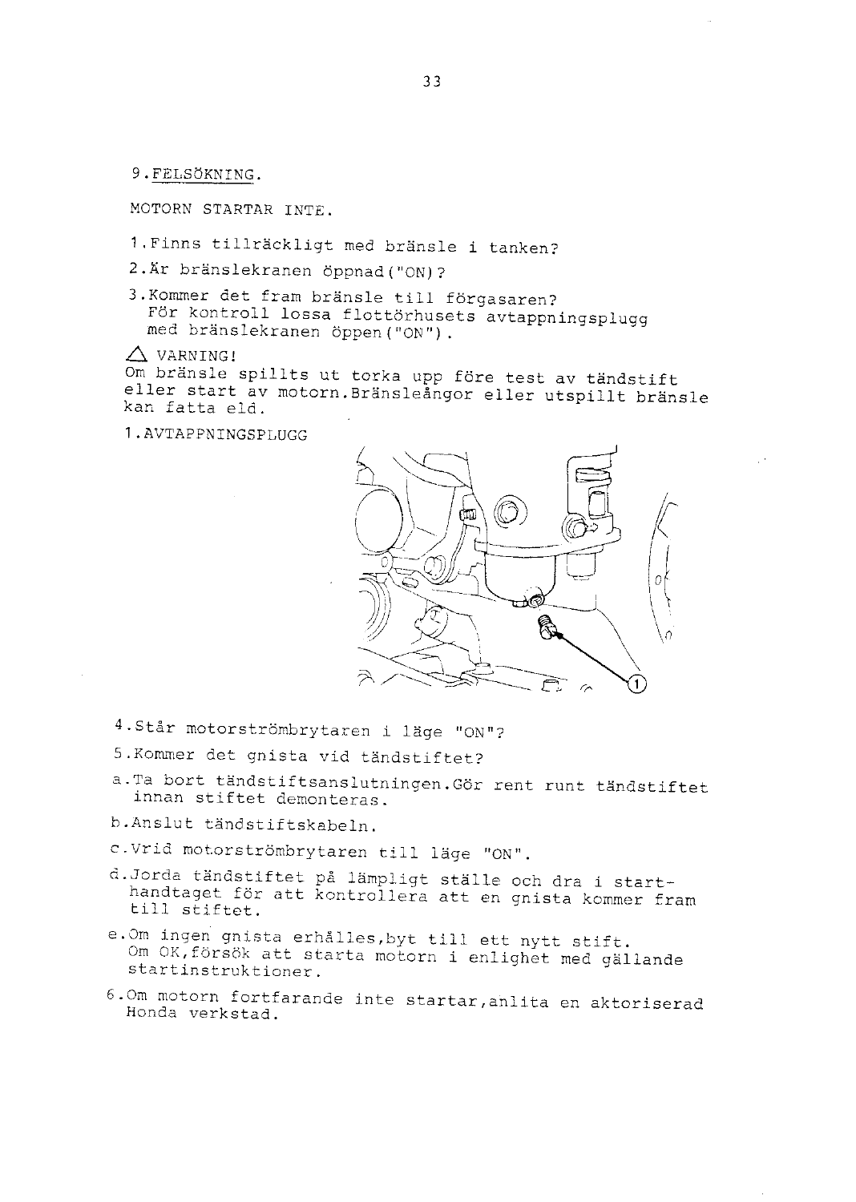## 9. FELSÖKNING.

MOTORN STARTAR INTE.

1. Finns tillräckligt med bränsle i tanken?
2. Är bränslekranen öppnad("ON)?
3. Kommer det fram bränsle till förgasaren?
   För kontroll lossa flottörhusets avtappningsplugg med bränslekranen öppen("ON").

⚠ VARNING!
Om bränsle spillts ut torka upp före test av tändstift eller start av motorn. Bränsleångor eller utspillt bränsle kan fatta eld.

1. AVTAPPNINGSPLUGG

4. Står motorströmbrytaren i läge "ON"?
5. Kommer det gnista vid tändstiftet?

a. Ta bort tändstiftsanslutningen. Gör rent runt tändstiftet innan stiftet demonteras.

b. Anslut tändstiftskabeln.

c. Vrid motorströmbrytaren till läge "ON".

d. Jorda tändstiftet på lämpligt ställe och dra i starthandtaget för att kontrollera att en gnista kommer fram till stiftet.

e. Om ingen gnista erhålles, byt till ett nytt stift.
   Om OK, försök att starta motorn i enlighet med gällande startinstruktioner.

6. Om motorn fortfarande inte startar, anlita en aktoriserad Honda verkstad.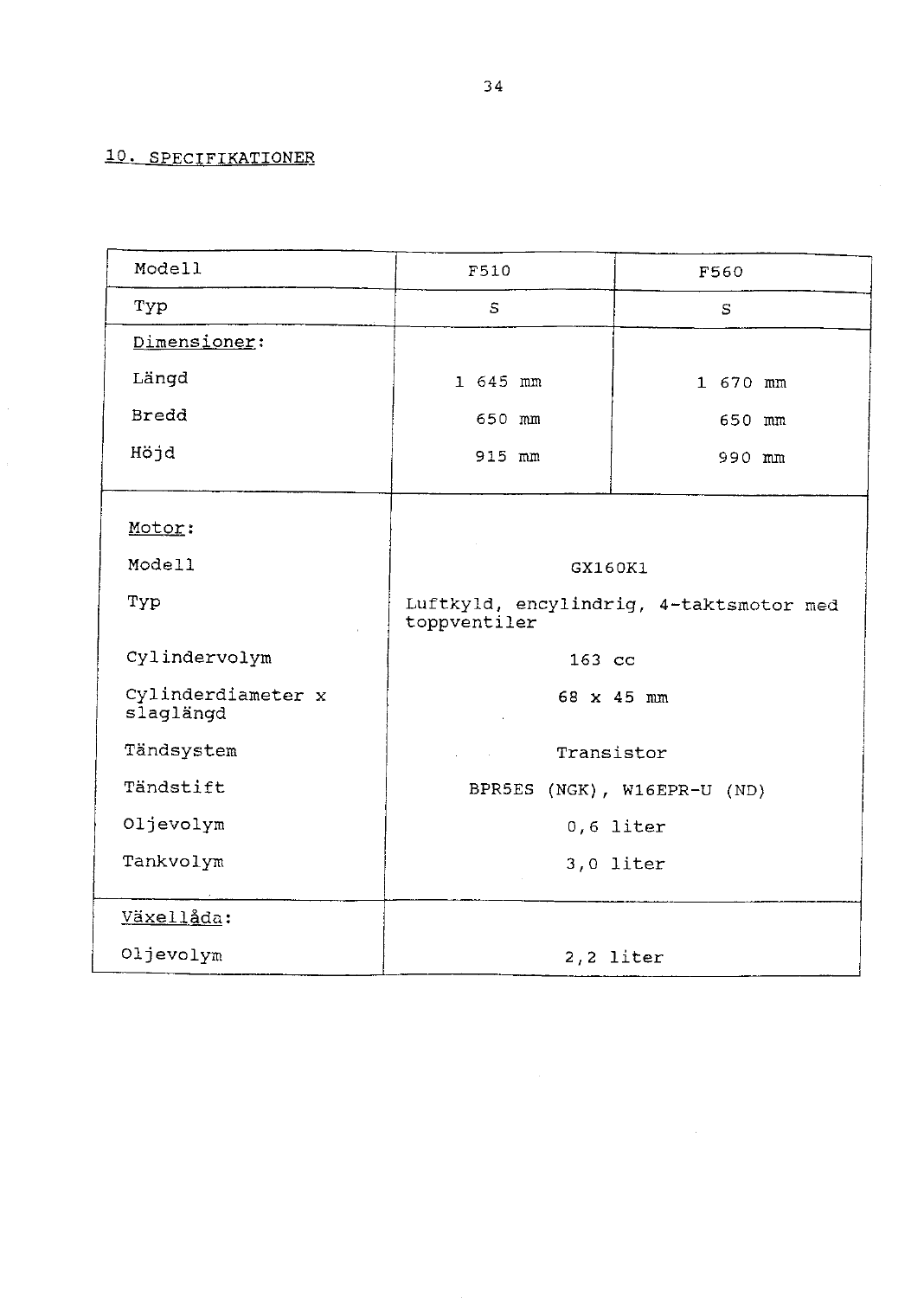## 10. SPECIFIKATIONER

| Modell | F510 | F560 |
| --- | --- | --- |
| Typ | S | S |
| Dimensioner: | | |
| Längd | 1 645 mm | 1 670 mm |
| Bredd | 650 mm | 650 mm |
| Höjd | 915 mm | 990 mm |
| Motor: | | |
| Modell | GX160K1 | |
| Typ | Luftkyld, encylindrig, 4-taktsmotor med toppventiler | |
| Cylindervolym | 163 cc | |
| Cylinderdiameter x slaglängd | 68 x 45 mm | |
| Tändsystem | Transistor | |
| Tändstift | BPR5ES (NGK), W16EPR-U (ND) | |
| Oljevolym | 0,6 liter | |
| Tankvolym | 3,0 liter | |
| Växellåda: | | |
| Oljevolym | 2,2 liter | |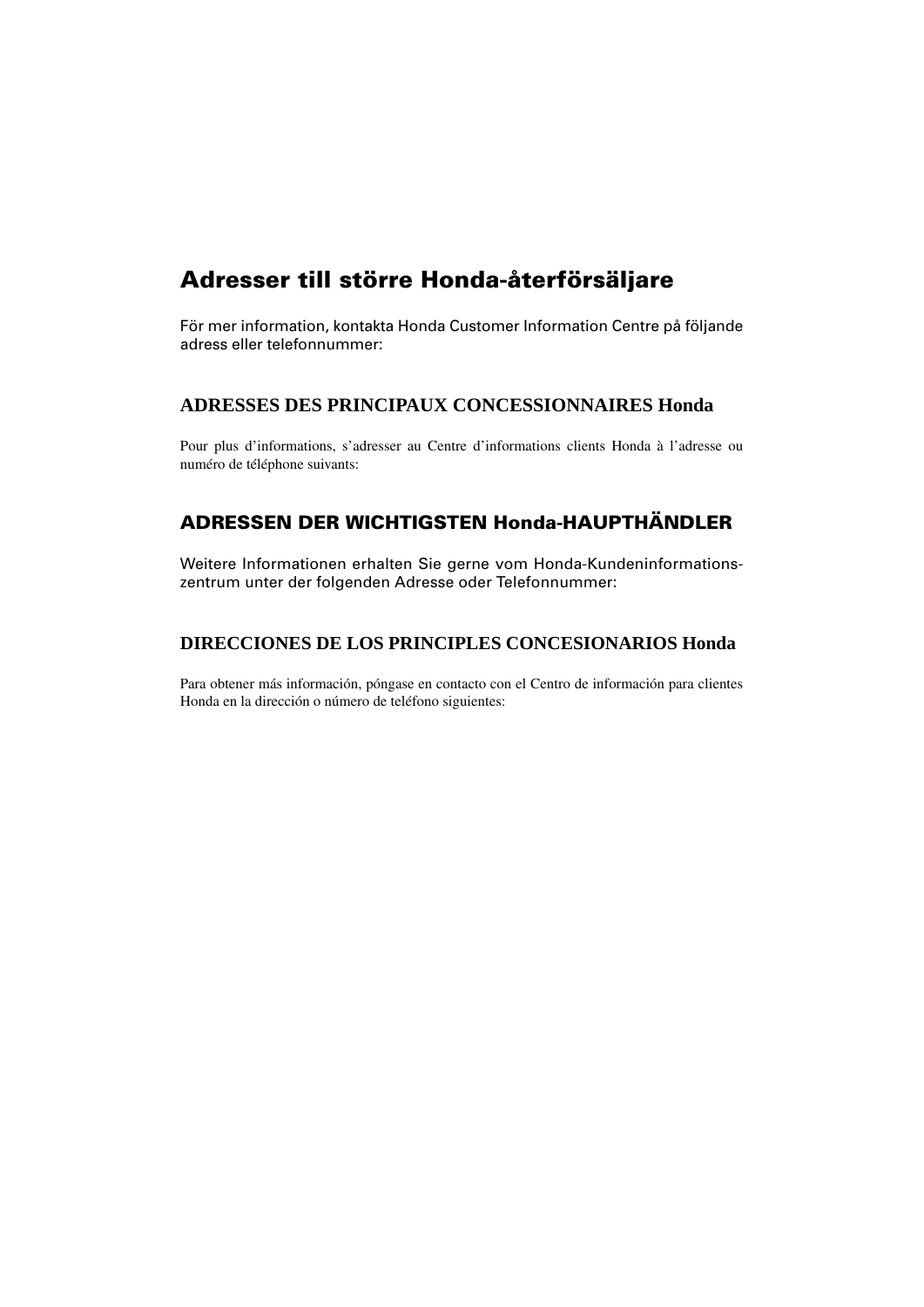## Adresser till större Honda-återförsäljare

För mer information, kontakta Honda Customer Information Centre på följande adress eller telefonnummer:

## ADRESSES DES PRINCIPAUX CONCESSIONNAIRES Honda

Pour plus d'informations, s'adresser au Centre d'informations clients Honda à l'adresse ou numéro de téléphone suivants:

## ADRESSEN DER WICHTIGSTEN Honda-HAUPTHÄNDLER

Weitere Informationen erhalten Sie gerne vom Honda-Kundeninformations-zentrum unter der folgenden Adresse oder Telefonnummer:

## DIRECCIONES DE LOS PRINCIPLES CONCESIONARIOS Honda

Para obtener más información, póngase en contacto con el Centro de información para clientes Honda en la dirección o número de teléfono siguientes: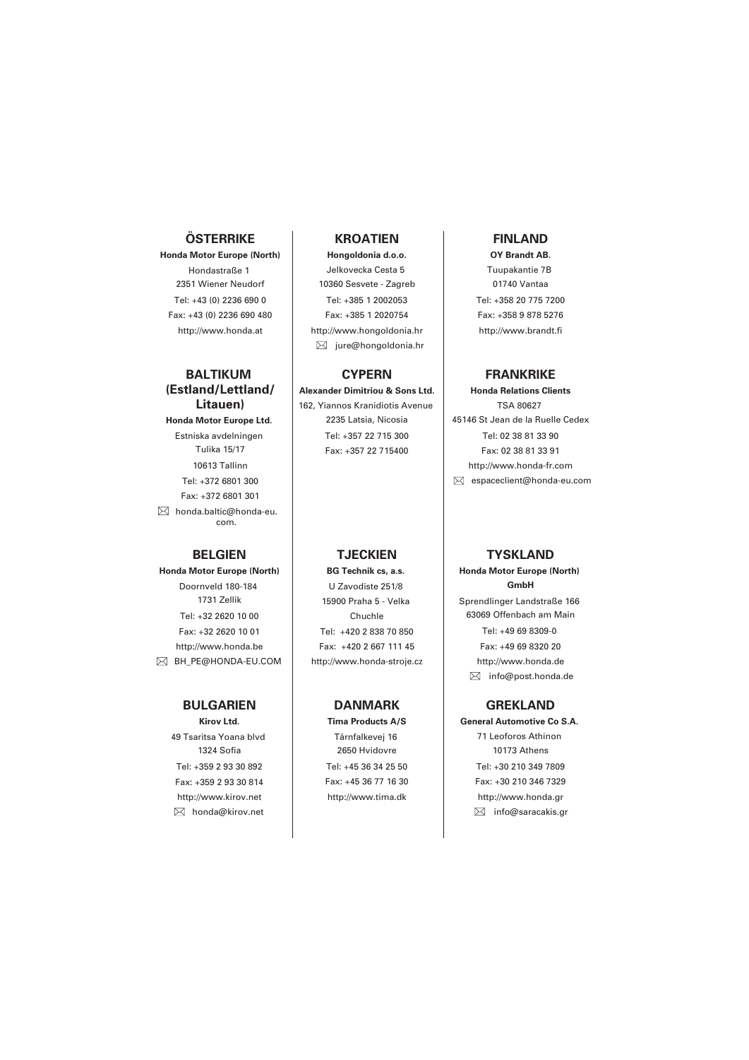## ÖSTERRIKE

**Honda Motor Europe (North)**

Hondastraße 1
2351 Wiener Neudorf
Tel: +43 (0) 2236 690 0
Fax: +43 (0) 2236 690 480
http://www.honda.at

## BALTIKUM (Estland/Lettland/Litauen)

**Honda Motor Europe Ltd.**

Estniska avdelningen
Tulika 15/17
10613 Tallinn
Tel: +372 6801 300
Fax: +372 6801 301
✉ honda.baltic@honda-eu.com

## BELGIEN

**Honda Motor Europe (North)**

Doornveld 180-184
1731 Zellik
Tel: +32 2620 10 00
Fax: +32 2620 10 01
http://www.honda.be
✉ BH_PE@HONDA-EU.COM

## BULGARIEN

**Kirov Ltd.**

49 Tsaritsa Yoana blvd
1324 Sofia
Tel: +359 2 93 30 892
Fax: +359 2 93 30 814
http://www.kirov.net
✉ honda@kirov.net

## KROATIEN

**Hongoldonia d.o.o.**

Jelkovecka Cesta 5
10360 Sesvete - Zagreb
Tel: +385 1 2002053
Fax: +385 1 2020754
http://www.hongoldonia.hr
✉ jure@hongoldonia.hr

## CYPERN

**Alexander Dimitriou & Sons Ltd.**

162, Yiannos Kranidiotis Avenue
2235 Latsia, Nicosia
Tel: +357 22 715 300
Fax: +357 22 715400

## TJECKIEN

**BG Technik cs, a.s.**

U Zavodiste 251/8
15900 Praha 5 - Velka Chuchle
Tel: +420 2 838 70 850
Fax: +420 2 667 111 45
http://www.honda-stroje.cz

## DANMARK

**Tima Products A/S**

Tårnfalkevej 16
2650 Hvidovre
Tel: +45 36 34 25 50
Fax: +45 36 77 16 30
http://www.tima.dk

## FINLAND

**OY Brandt AB.**

Tuupakantie 7B
01740 Vantaa
Tel: +358 20 775 7200
Fax: +358 9 878 5276
http://www.brandt.fi

## FRANKRIKE

**Honda Relations Clients**

TSA 80627
45146 St Jean de la Ruelle Cedex
Tel: 02 38 81 33 90
Fax: 02 38 81 33 91
http://www.honda-fr.com
✉ espaceclient@honda-eu.com

## TYSKLAND

**Honda Motor Europe (North) GmbH**

Sprendlinger Landstraße 166
63069 Offenbach am Main
Tel: +49 69 8309-0
Fax: +49 69 8320 20
http://www.honda.de
✉ info@post.honda.de

## GREKLAND

**General Automotive Co S.A.**

71 Leoforos Athinon
10173 Athens
Tel: +30 210 349 7809
Fax: +30 210 346 7329
http://www.honda.gr
✉ info@saracakis.gr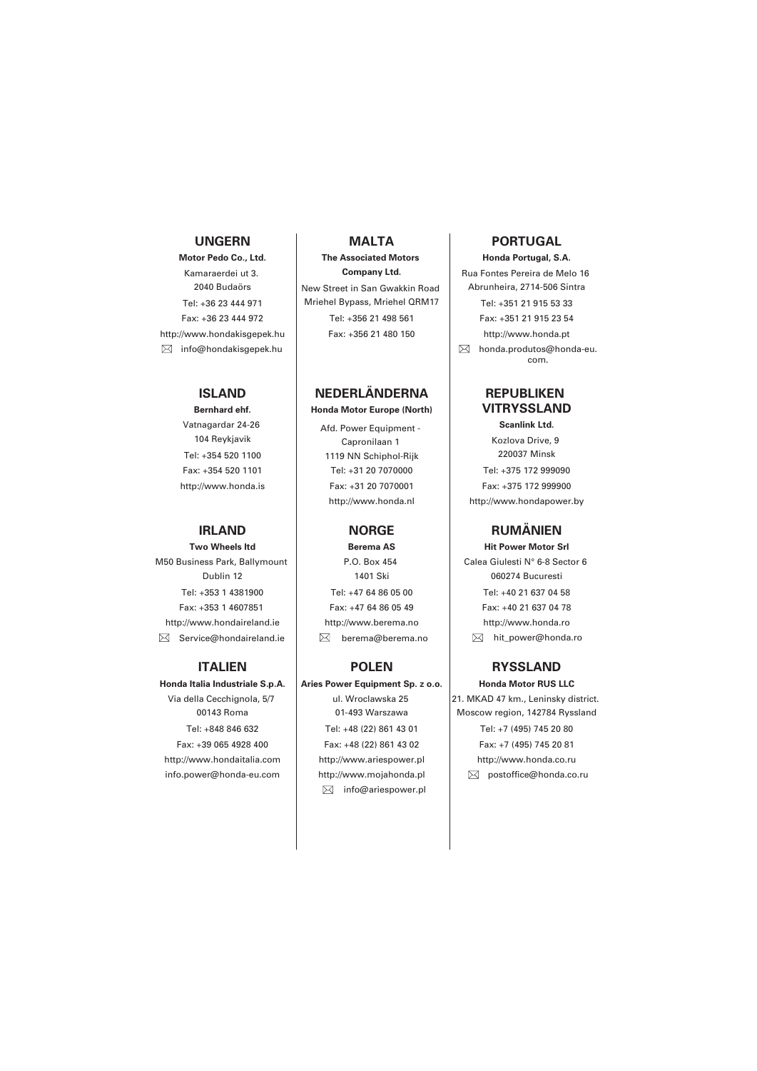## UNGERN

**Motor Pedo Co., Ltd.**

Kamaraerdei ut 3.
2040 Budaörs

Tel: +36 23 444 971

Fax: +36 23 444 972

http://www.hondakisgepek.hu

✉ info@hondakisgepek.hu

## ISLAND

**Bernhard ehf.**

Vatnagardar 24-26
104 Reykjavik

Tel: +354 520 1100

Fax: +354 520 1101

http://www.honda.is

## IRLAND

**Two Wheels ltd**

M50 Business Park, Ballymount
Dublin 12

Tel: +353 1 4381900

Fax: +353 1 4607851

http://www.hondaireland.ie

✉ Service@hondaireland.ie

## ITALIEN

**Honda Italia Industriale S.p.A.**

Via della Cecchignola, 5/7
00143 Roma

Tel: +848 846 632

Fax: +39 065 4928 400

http://www.hondaitalia.com

info.power@honda-eu.com

## MALTA

**The Associated Motors Company Ltd.**

New Street in San Gwakkin Road
Mriehel Bypass, Mriehel QRM17

Tel: +356 21 498 561

Fax: +356 21 480 150

## NEDERLÄNDERNA

**Honda Motor Europe (North)**

Afd. Power Equipment -
Capronilaan 1
1119 NN Schiphol-Rijk

Tel: +31 20 7070000

Fax: +31 20 7070001

http://www.honda.nl

## NORGE

**Berema AS**

P.O. Box 454
1401 Ski

Tel: +47 64 86 05 00

Fax: +47 64 86 05 49

http://www.berema.no

✉ berema@berema.no

## POLEN

**Aries Power Equipment Sp. z o.o.**

ul. Wroclawska 25
01-493 Warszawa

Tel: +48 (22) 861 43 01

Fax: +48 (22) 861 43 02

http://www.ariespower.pl

http://www.mojahonda.pl

✉ info@ariespower.pl

## PORTUGAL

**Honda Portugal, S.A.**

Rua Fontes Pereira de Melo 16
Abrunheira, 2714-506 Sintra

Tel: +351 21 915 53 33

Fax: +351 21 915 23 54

http://www.honda.pt

✉ honda.produtos@honda-eu.com.

## REPUBLIKEN VITRYSSLAND

**Scanlink Ltd.**

Kozlova Drive, 9
220037 Minsk

Tel: +375 172 999090

Fax: +375 172 999900

http://www.hondapower.by

## RUMÄNIEN

**Hit Power Motor Srl**

Calea Giulesti N° 6-8 Sector 6
060274 Bucuresti

Tel: +40 21 637 04 58

Fax: +40 21 637 04 78

http://www.honda.ro

✉ hit_power@honda.ro

## RYSSLAND

**Honda Motor RUS LLC**

21. MKAD 47 km., Leninsky district.
Moscow region, 142784 Ryssland

Tel: +7 (495) 745 20 80

Fax: +7 (495) 745 20 81

http://www.honda.co.ru

✉ postoffice@honda.co.ru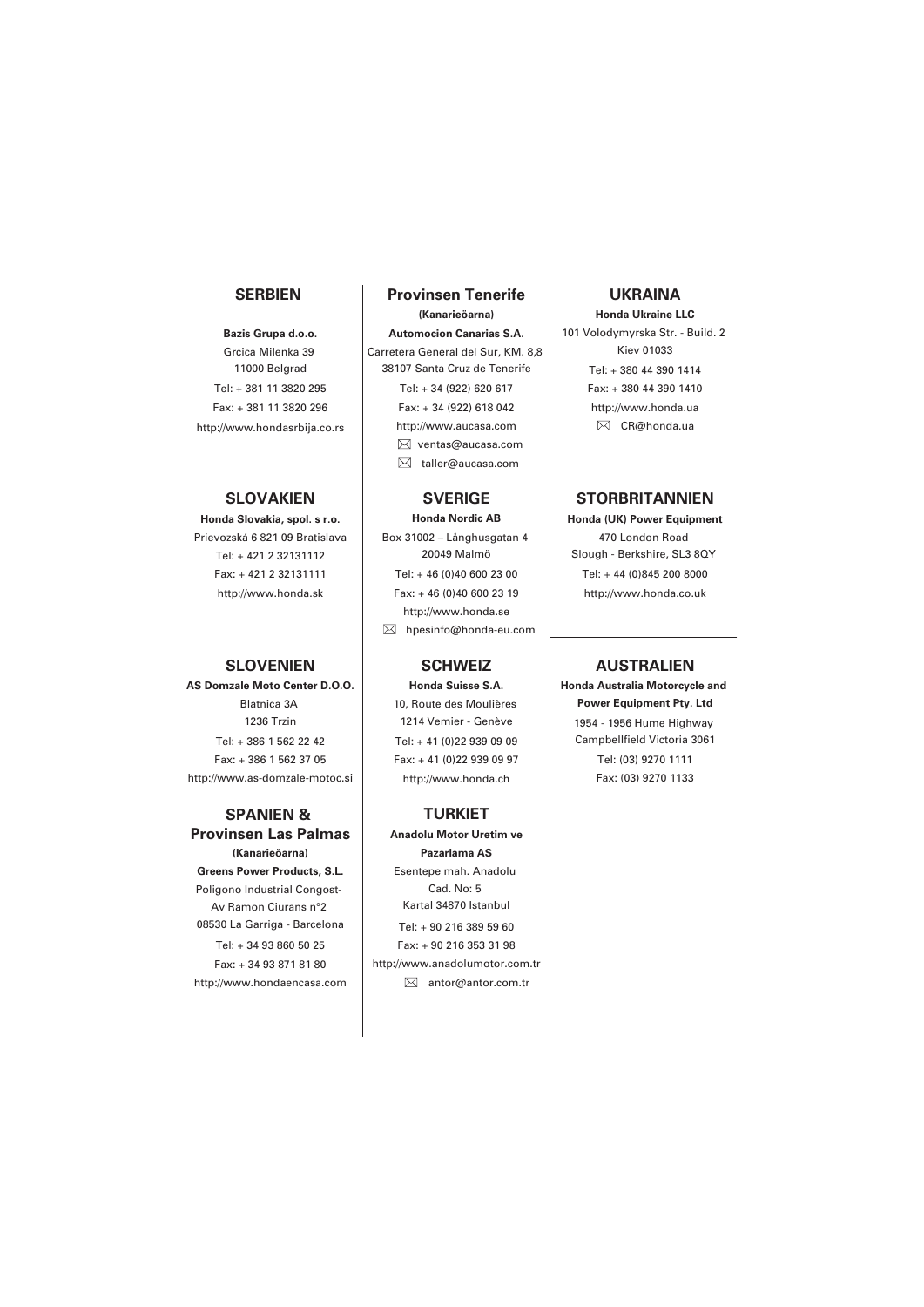## SERBIEN

**Bazis Grupa d.o.o.**
Grcica Milenka 39
11000 Belgrad
Tel: + 381 11 3820 295
Fax: + 381 11 3820 296
http://www.hondasrbija.co.rs

## SLOVAKIEN

**Honda Slovakia, spol. s r.o.**
Prievozská 6 821 09 Bratislava
Tel: + 421 2 32131112
Fax: + 421 2 32131111
http://www.honda.sk

## SLOVENIEN

**AS Domzale Moto Center D.O.O.**
Blatnica 3A
1236 Trzin
Tel: + 386 1 562 22 42
Fax: + 386 1 562 37 05
http://www.as-domzale-motoc.si

## SPANIEN & Provinsen Las Palmas

**(Kanarieöarna)**

**Greens Power Products, S.L.**
Poligono Industrial Congost-
Av Ramon Ciurans n°2
08530 La Garriga - Barcelona
Tel: + 34 93 860 50 25
Fax: + 34 93 871 81 80
http://www.hondaencasa.com

## Provinsen Tenerife

**(Kanarieöarna)**

**Automocion Canarias S.A.**
Carretera General del Sur, KM. 8,8
38107 Santa Cruz de Tenerife
Tel: + 34 (922) 620 617
Fax: + 34 (922) 618 042
http://www.aucasa.com
✉ ventas@aucasa.com
✉ taller@aucasa.com

## SVERIGE

**Honda Nordic AB**
Box 31002 – Långhusgatan 4
20049 Malmö
Tel: + 46 (0)40 600 23 00
Fax: + 46 (0)40 600 23 19
http://www.honda.se
✉ hpesinfo@honda-eu.com

## SCHWEIZ

**Honda Suisse S.A.**
10, Route des Moulières
1214 Vernier - Genève
Tel: + 41 (0)22 939 09 09
Fax: + 41 (0)22 939 09 97
http://www.honda.ch

## TURKIET

**Anadolu Motor Uretim ve Pazarlama AS**
Esentepe mah. Anadolu
Cad. No: 5
Kartal 34870 Istanbul
Tel: + 90 216 389 59 60
Fax: + 90 216 353 31 98
http://www.anadolumotor.com.tr
✉ antor@antor.com.tr

## UKRAINA

**Honda Ukraine LLC**
101 Volodymyrska Str. - Build. 2
Kiev 01033
Tel: + 380 44 390 1414
Fax: + 380 44 390 1410
http://www.honda.ua
✉ CR@honda.ua

## STORBRITANNIEN

**Honda (UK) Power Equipment**
470 London Road
Slough - Berkshire, SL3 8QY
Tel: + 44 (0)845 200 8000
http://www.honda.co.uk

## AUSTRALIEN

**Honda Australia Motorcycle and Power Equipment Pty. Ltd**
1954 - 1956 Hume Highway
Campbellfield Victoria 3061
Tel: (03) 9270 1111
Fax: (03) 9270 1133